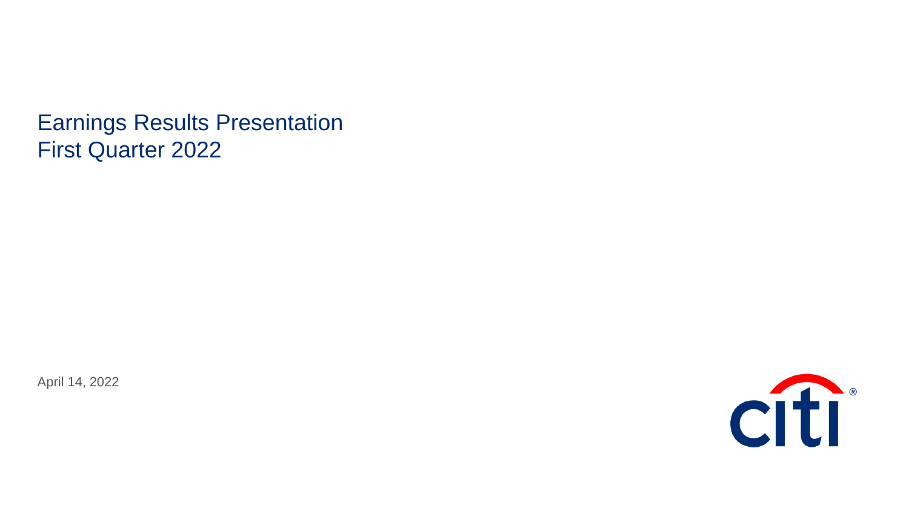# Earnings Results Presentation
# First Quarter 2022

April 14, 2022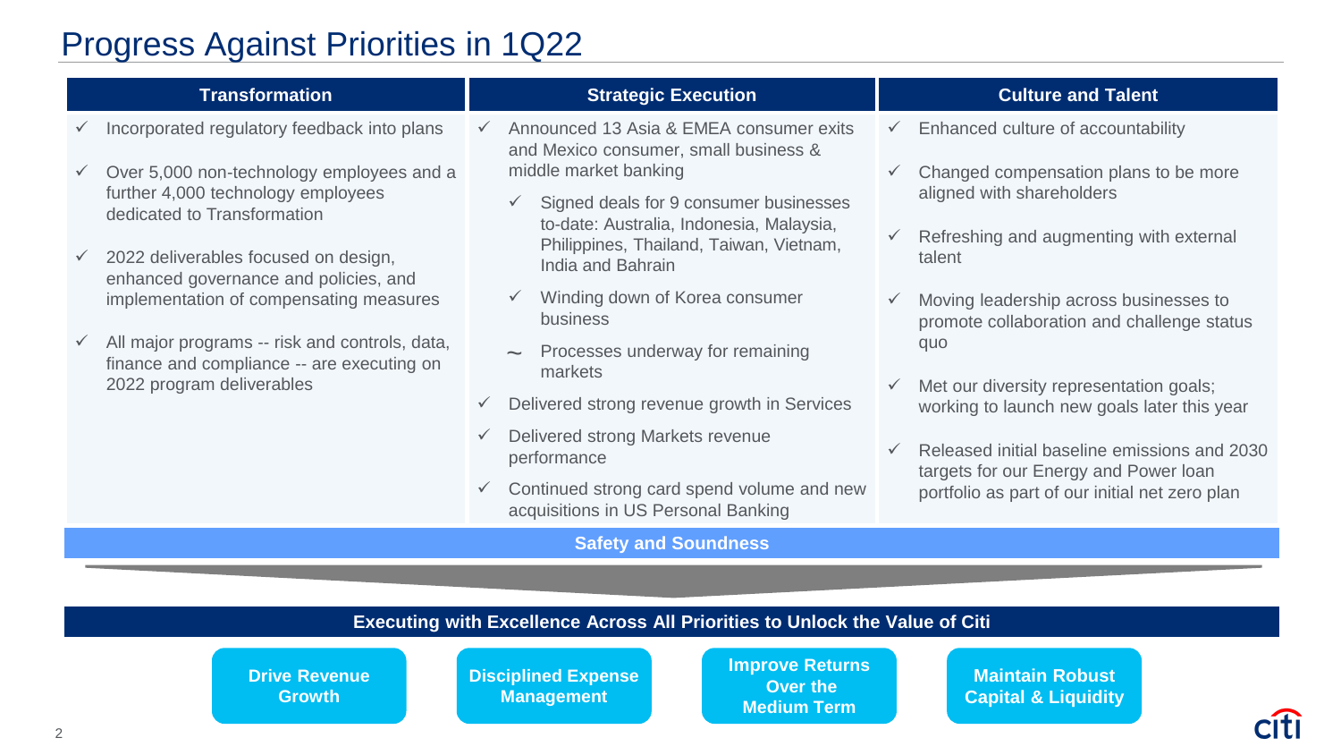# Progress Against Priorities in 1Q22

## Transformation

- ✓ Incorporated regulatory feedback into plans
- ✓ Over 5,000 non-technology employees and a further 4,000 technology employees dedicated to Transformation
- ✓ 2022 deliverables focused on design, enhanced governance and policies, and implementation of compensating measures
- ✓ All major programs -- risk and controls, data, finance and compliance -- are executing on 2022 program deliverables

## Strategic Execution

- ✓ Announced 13 Asia & EMEA consumer exits and Mexico consumer, small business & middle market banking
  - ✓ Signed deals for 9 consumer businesses to-date: Australia, Indonesia, Malaysia, Philippines, Thailand, Taiwan, Vietnam, India and Bahrain
  - ✓ Winding down of Korea consumer business
  - ~ Processes underway for remaining markets
- ✓ Delivered strong revenue growth in Services
- ✓ Delivered strong Markets revenue performance
- ✓ Continued strong card spend volume and new acquisitions in US Personal Banking

## Culture and Talent

- ✓ Enhanced culture of accountability
- ✓ Changed compensation plans to be more aligned with shareholders
- ✓ Refreshing and augmenting with external talent
- ✓ Moving leadership across businesses to promote collaboration and challenge status quo
- ✓ Met our diversity representation goals; working to launch new goals later this year
- ✓ Released initial baseline emissions and 2030 targets for our Energy and Power loan portfolio as part of our initial net zero plan

**Safety and Soundness**

**Executing with Excellence Across All Priorities to Unlock the Value of Citi**

- **Drive Revenue Growth**
- **Disciplined Expense Management**
- **Improve Returns Over the Medium Term**
- **Maintain Robust Capital & Liquidity**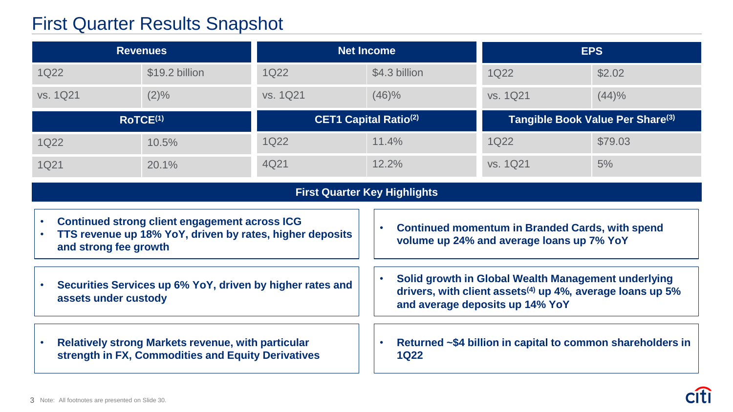# First Quarter Results Snapshot

| Revenues | |
|---|---|
| 1Q22 | $19.2 billion |
| vs. 1Q21 | (2)% |

| Net Income | |
|---|---|
| 1Q22 | $4.3 billion |
| vs. 1Q21 | (46)% |

| EPS | |
|---|---|
| 1Q22 | $2.02 |
| vs. 1Q21 | (44)% |

| RoTCE[1] | |
|---|---|
| 1Q22 | 10.5% |
| 1Q21 | 20.1% |

| CET1 Capital Ratio[2] | |
|---|---|
| 1Q22 | 11.4% |
| 4Q21 | 12.2% |

| Tangible Book Value Per Share[3] | |
|---|---|
| 1Q22 | $79.03 |
| vs. 1Q21 | 5% |

## First Quarter Key Highlights

- **Continued strong client engagement across ICG**
- **TTS revenue up 18% YoY, driven by rates, higher deposits and strong fee growth**

- **Continued momentum in Branded Cards, with spend volume up 24% and average loans up 7% YoY**

- **Securities Services up 6% YoY, driven by higher rates and assets under custody**

- **Solid growth in Global Wealth Management underlying drivers, with client assets[4] up 4%, average loans up 5% and average deposits up 14% YoY**

- **Relatively strong Markets revenue, with particular strength in FX, Commodities and Equity Derivatives**

- **Returned ~$4 billion in capital to common shareholders in 1Q22**

Note: All footnotes are presented on Slide 30.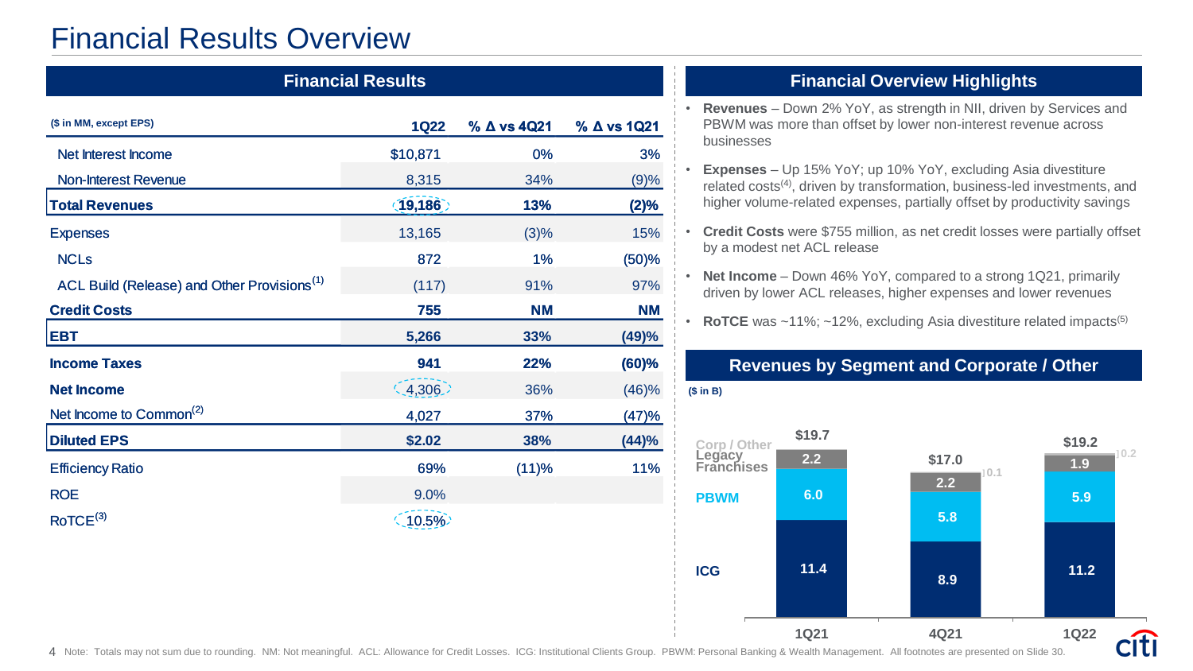# Financial Results Overview

## Financial Results

| ($ in MM, except EPS) | 1Q22 | % Δ vs 4Q21 | % Δ vs 1Q21 |
|---|---|---|---|
| Net Interest Income | $10,871 | 0% | 3% |
| Non-Interest Revenue | 8,315 | 34% | (9)% |
| **Total Revenues** | **19,186** | **13%** | **(2)%** |
| Expenses | 13,165 | (3)% | 15% |
| NCLs | 872 | 1% | (50)% |
| ACL Build (Release) and Other Provisions[1] | (117) | 91% | 97% |
| **Credit Costs** | **755** | **NM** | **NM** |
| **EBT** | **5,266** | **33%** | **(49)%** |
| **Income Taxes** | **941** | **22%** | **(60)%** |
| **Net Income** | 4,306 | 36% | (46)% |
| Net Income to Common[2] | 4,027 | 37% | (47)% |
| **Diluted EPS** | **$2.02** | **38%** | **(44)%** |
| Efficiency Ratio | 69% | (11)% | 11% |
| ROE | 9.0% | | |
| RoTCE[3] | 10.5% | | |

## Financial Overview Highlights

- **Revenues** – Down 2% YoY, as strength in NII, driven by Services and PBWM was more than offset by lower non-interest revenue across businesses
- **Expenses** – Up 15% YoY; up 10% YoY, excluding Asia divestiture related costs[4], driven by transformation, business-led investments, and higher volume-related expenses, partially offset by productivity savings
- **Credit Costs** were $755 million, as net credit losses were partially offset by a modest net ACL release
- **Net Income** – Down 46% YoY, compared to a strong 1Q21, primarily driven by lower ACL releases, higher expenses and lower revenues
- **RoTCE** was ~11%; ~12%, excluding Asia divestiture related impacts[5]

## Revenues by Segment and Corporate / Other

($ in B)

| | 1Q21 | 4Q21 | 1Q22 |
|---|---|---|---|
| Corp / Other | | 0.1 | 0.2 |
| Legacy Franchises | 2.2 | 2.2 | 1.9 |
| PBWM | 6.0 | 5.8 | 5.9 |
| ICG | 11.4 | 8.9 | 11.2 |
| Total | $19.7 | $17.0 | $19.2 |

Note: Totals may not sum due to rounding. NM: Not meaningful. ACL: Allowance for Credit Losses. ICG: Institutional Clients Group. PBWM: Personal Banking & Wealth Management. All footnotes are presented on Slide 30.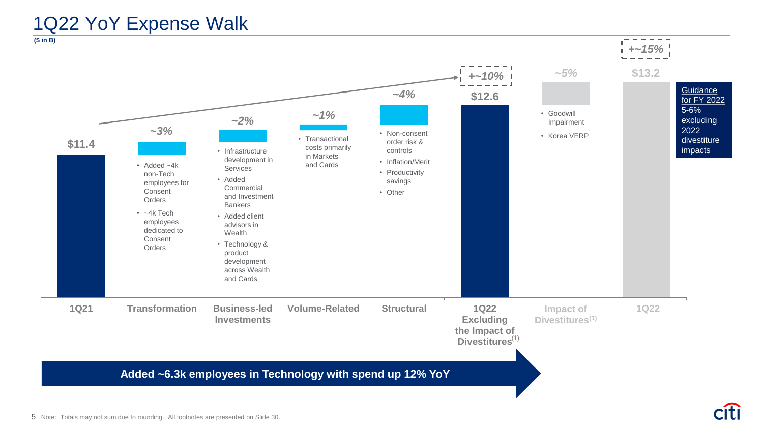# 1Q22 YoY Expense Walk

**($ in B)**

| | 1Q21 | Transformation | Business-led Investments | Volume-Related | Structural | 1Q22 Excluding the Impact of Divestitures[1] | Impact of Divestitures[1] | 1Q22 |
|---|---|---|---|---|---|---|---|---|
| Value | $11.4 | ~3% | ~2% | ~1% | ~4% | $12.6 (+~10%) | ~5% | $13.2 (+~15%) |

**Transformation (~3%)**
- Added ~4k non-Tech employees for Consent Orders
- ~4k Tech employees dedicated to Consent Orders

**Business-led Investments (~2%)**
- Infrastructure development in Services
- Added Commercial and Investment Bankers
- Added client advisors in Wealth
- Technology & product development across Wealth and Cards

**Volume-Related (~1%)**
- Transactional costs primarily in Markets and Cards

**Structural (~4%)**
- Non-consent order risk & controls
- Inflation/Merit
- Productivity savings
- Other

**Impact of Divestitures (~5%)**
- Goodwill Impairment
- Korea VERP

**Guidance for FY 2022**
5-6% excluding 2022 divestiture impacts

**Added ~6.3k employees in Technology with spend up 12% YoY**

Note: Totals may not sum due to rounding. All footnotes are presented on Slide 30.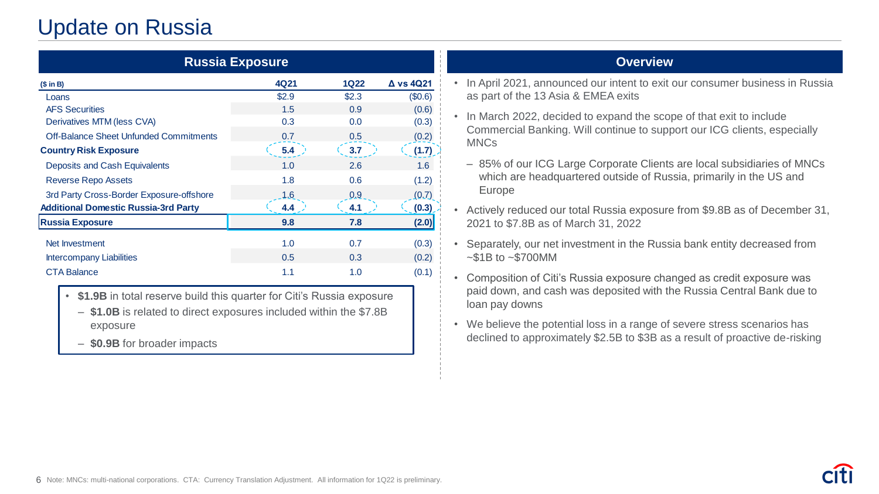# Update on Russia

## Russia Exposure

| ($ in B) | 4Q21 | 1Q22 | Δ vs 4Q21 |
|---|---|---|---|
| Loans | $2.9 | $2.3 | ($0.6) |
| AFS Securities | 1.5 | 0.9 | (0.6) |
| Derivatives MTM (less CVA) | 0.3 | 0.0 | (0.3) |
| Off-Balance Sheet Unfunded Commitments | 0.7 | 0.5 | (0.2) |
| **Country Risk Exposure** | **5.4** | **3.7** | **(1.7)** |
| Deposits and Cash Equivalents | 1.0 | 2.6 | 1.6 |
| Reverse Repo Assets | 1.8 | 0.6 | (1.2) |
| 3rd Party Cross-Border Exposure-offshore | 1.6 | 0.9 | (0.7) |
| **Additional Domestic Russia-3rd Party** | **4.4** | **4.1** | **(0.3)** |
| **Russia Exposure** | **9.8** | **7.8** | **(2.0)** |
| Net Investment | 1.0 | 0.7 | (0.3) |
| Intercompany Liabilities | 0.5 | 0.3 | (0.2) |
| CTA Balance | 1.1 | 1.0 | (0.1) |

- **$1.9B** in total reserve build this quarter for Citi's Russia exposure
  - **$1.0B** is related to direct exposures included within the $7.8B exposure
  - **$0.9B** for broader impacts

## Overview

- In April 2021, announced our intent to exit our consumer business in Russia as part of the 13 Asia & EMEA exits
- In March 2022, decided to expand the scope of that exit to include Commercial Banking. Will continue to support our ICG clients, especially MNCs
  - 85% of our ICG Large Corporate Clients are local subsidiaries of MNCs which are headquartered outside of Russia, primarily in the US and Europe
- Actively reduced our total Russia exposure from $9.8B as of December 31, 2021 to $7.8B as of March 31, 2022
- Separately, our net investment in the Russia bank entity decreased from ~$1B to ~$700MM
- Composition of Citi's Russia exposure changed as credit exposure was paid down, and cash was deposited with the Russia Central Bank due to loan pay downs
- We believe the potential loss in a range of severe stress scenarios has declined to approximately $2.5B to $3B as a result of proactive de-risking

Note: MNCs: multi-national corporations. CTA: Currency Translation Adjustment. All information for 1Q22 is preliminary.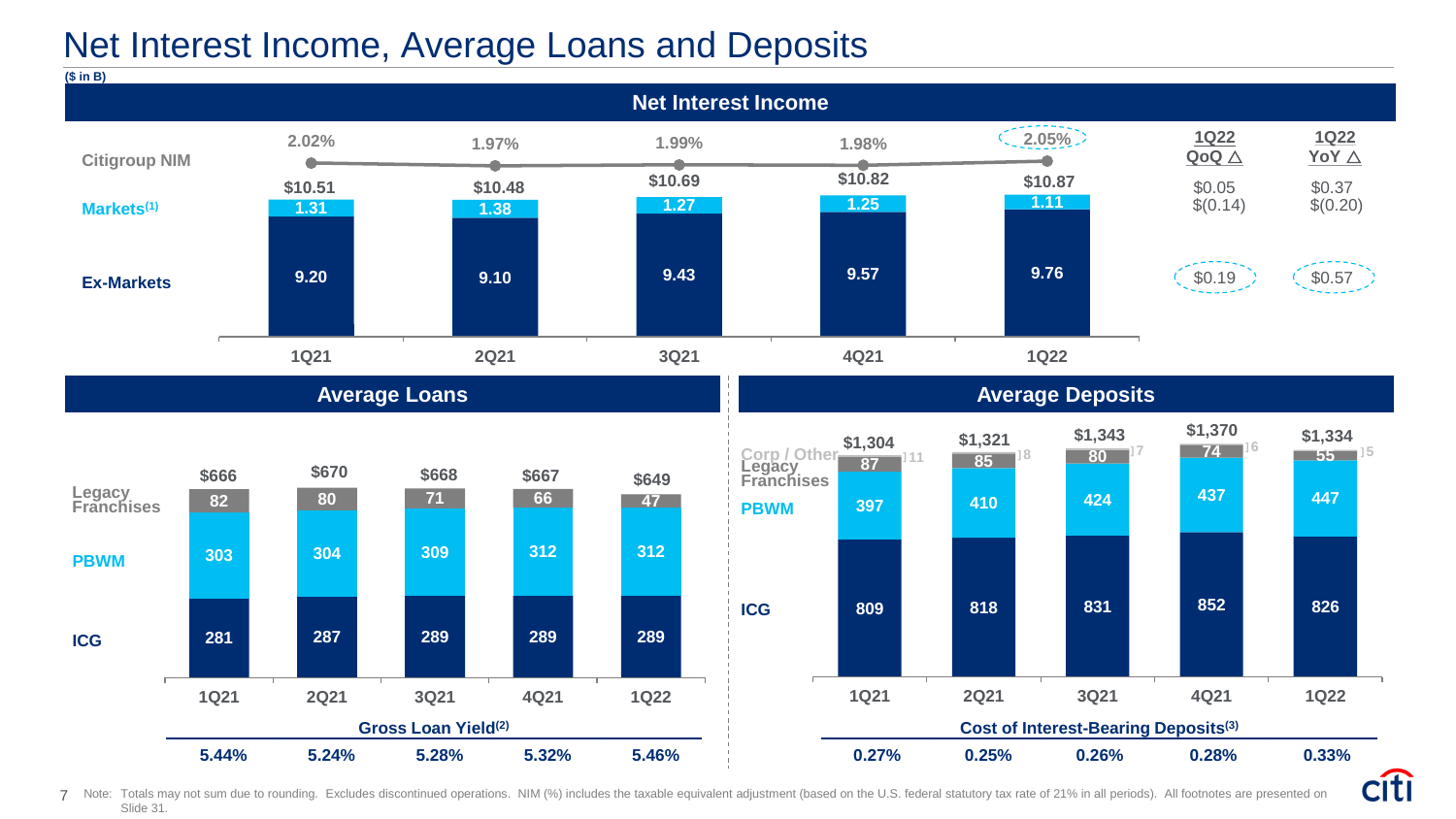# Net Interest Income, Average Loans and Deposits

($ in B)

## Net Interest Income

| | 1Q21 | 2Q21 | 3Q21 | 4Q21 | 1Q22 | 1Q22 QoQ △ | 1Q22 YoY △ |
|---|---|---|---|---|---|---|---|
| Citigroup NIM | 2.02% | 1.97% | 1.99% | 1.98% | 2.05% | | |
| Total | $10.51 | $10.48 | $10.69 | $10.82 | $10.87 | $0.05 | $0.37 |
| Markets[1] | 1.31 | 1.38 | 1.27 | 1.25 | 1.11 | $(0.14) | $(0.20) |
| Ex-Markets | 9.20 | 9.10 | 9.43 | 9.57 | 9.76 | $0.19 | $0.57 |

## Average Loans

| | 1Q21 | 2Q21 | 3Q21 | 4Q21 | 1Q22 |
|---|---|---|---|---|---|
| Total | $666 | $670 | $668 | $667 | $649 |
| Legacy Franchises | 82 | 80 | 71 | 66 | 47 |
| PBWM | 303 | 304 | 309 | 312 | 312 |
| ICG | 281 | 287 | 289 | 289 | 289 |
| Gross Loan Yield[2] | 5.44% | 5.24% | 5.28% | 5.32% | 5.46% |

## Average Deposits

| | 1Q21 | 2Q21 | 3Q21 | 4Q21 | 1Q22 |
|---|---|---|---|---|---|
| Total | $1,304 | $1,321 | $1,343 | $1,370 | $1,334 |
| Corp / Other | 11 | 8 | 7 | 6 | 5 |
| Legacy Franchises | 87 | 85 | 80 | 74 | 55 |
| PBWM | 397 | 410 | 424 | 437 | 447 |
| ICG | 809 | 818 | 831 | 852 | 826 |
| Cost of Interest-Bearing Deposits[3] | 0.27% | 0.25% | 0.26% | 0.28% | 0.33% |

Note: Totals may not sum due to rounding. Excludes discontinued operations. NIM (%) includes the taxable equivalent adjustment (based on the U.S. federal statutory tax rate of 21% in all periods). All footnotes are presented on Slide 31.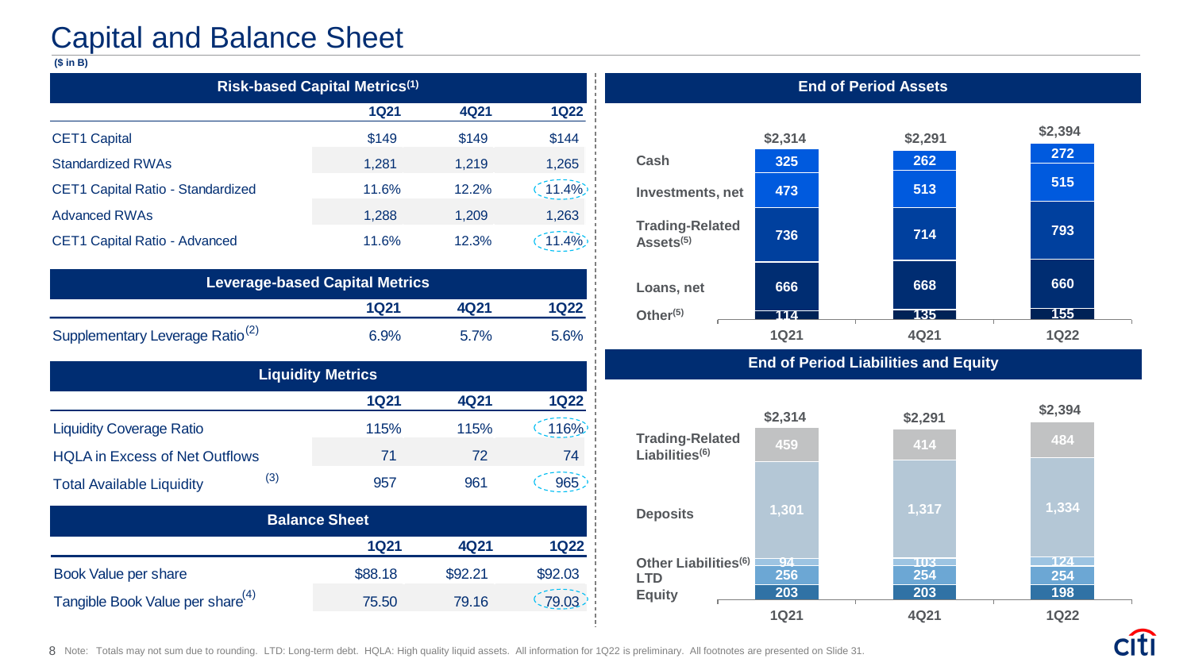# Capital and Balance Sheet

($ in B)

| Risk-based Capital Metrics[1] | 1Q21 | 4Q21 | 1Q22 |
|---|---|---|---|
| CET1 Capital | $149 | $149 | $144 |
| Standardized RWAs | 1,281 | 1,219 | 1,265 |
| CET1 Capital Ratio - Standardized | 11.6% | 12.2% | 11.4% |
| Advanced RWAs | 1,288 | 1,209 | 1,263 |
| CET1 Capital Ratio - Advanced | 11.6% | 12.3% | 11.4% |

| Leverage-based Capital Metrics | 1Q21 | 4Q21 | 1Q22 |
|---|---|---|---|
| Supplementary Leverage Ratio[2] | 6.9% | 5.7% | 5.6% |

| Liquidity Metrics | 1Q21 | 4Q21 | 1Q22 |
|---|---|---|---|
| Liquidity Coverage Ratio | 115% | 115% | 116% |
| HQLA in Excess of Net Outflows | 71 | 72 | 74 |
| Total Available Liquidity[3] | 957 | 961 | 965 |

| Balance Sheet | 1Q21 | 4Q21 | 1Q22 |
|---|---|---|---|
| Book Value per share | $88.18 | $92.21 | $92.03 |
| Tangible Book Value per share[4] | 75.50 | 79.16 | 79.03 |

## End of Period Assets

| | 1Q21 | 4Q21 | 1Q22 |
|---|---|---|---|
| Cash | 325 | 262 | 272 |
| Investments, net | 473 | 513 | 515 |
| Trading-Related Assets[5] | 736 | 714 | 793 |
| Loans, net | 666 | 668 | 660 |
| Other[5] | 114 | 135 | 155 |
| **Total** | $2,314 | $2,291 | $2,394 |

## End of Period Liabilities and Equity

| | 1Q21 | 4Q21 | 1Q22 |
|---|---|---|---|
| Trading-Related Liabilities[6] | 459 | 414 | 484 |
| Deposits | 1,301 | 1,317 | 1,334 |
| Other Liabilities[6] | 94 | 103 | 124 |
| LTD | 256 | 254 | 254 |
| Equity | 203 | 203 | 198 |
| **Total** | $2,314 | $2,291 | $2,394 |

Note: Totals may not sum due to rounding. LTD: Long-term debt. HQLA: High quality liquid assets. All information for 1Q22 is preliminary. All footnotes are presented on Slide 31.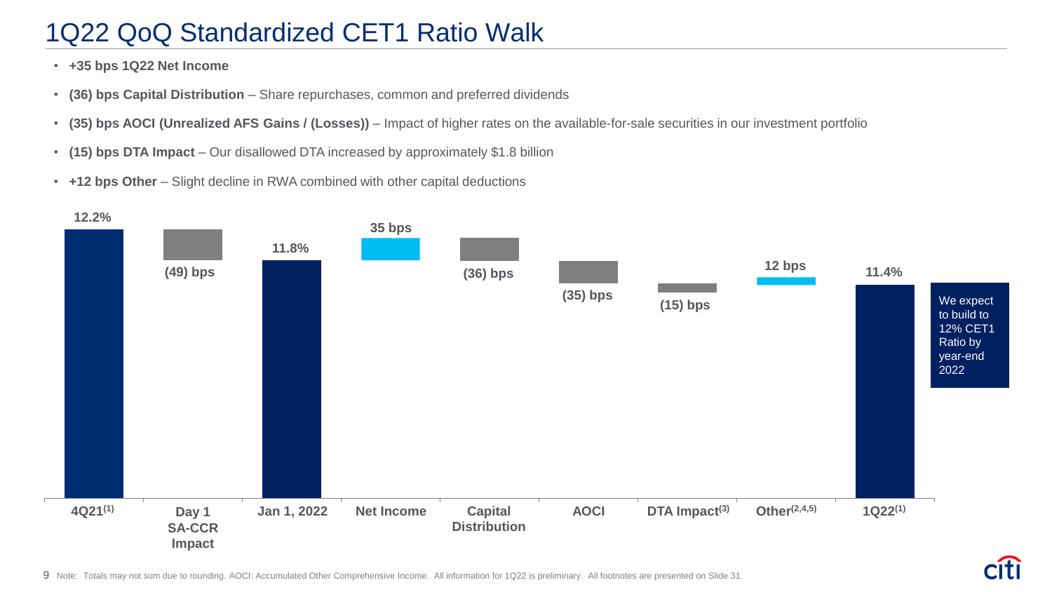# 1Q22 QoQ Standardized CET1 Ratio Walk

- **+35 bps 1Q22 Net Income**
- **(36) bps Capital Distribution** – Share repurchases, common and preferred dividends
- **(35) bps AOCI (Unrealized AFS Gains / (Losses))** – Impact of higher rates on the available-for-sale securities in our investment portfolio
- **(15) bps DTA Impact** – Our disallowed DTA increased by approximately $1.8 billion
- **+12 bps Other** – Slight decline in RWA combined with other capital deductions

| 4Q21[1] | Day 1 SA-CCR Impact | Jan 1, 2022 | Net Income | Capital Distribution | AOCI | DTA Impact[3] | Other[2,4,5] | 1Q22[1] |
|---|---|---|---|---|---|---|---|---|
| 12.2% | (49) bps | 11.8% | 35 bps | (36) bps | (35) bps | (15) bps | 12 bps | 11.4% |

We expect to build to 12% CET1 Ratio by year-end 2022

Note: Totals may not sum due to rounding. AOCI: Accumulated Other Comprehensive Income. All information for 1Q22 is preliminary. All footnotes are presented on Slide 31.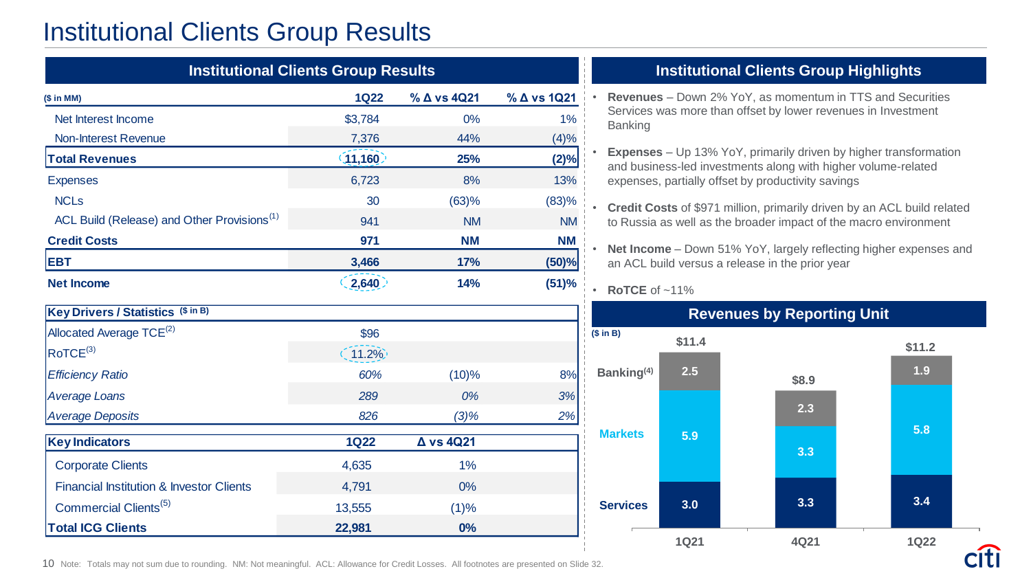# Institutional Clients Group Results

## Institutional Clients Group Results

| ($ in MM) | 1Q22 | % Δ vs 4Q21 | % Δ vs 1Q21 |
|---|---|---|---|
| Net Interest Income | $3,784 | 0% | 1% |
| Non-Interest Revenue | 7,376 | 44% | (4)% |
| **Total Revenues** | **11,160** | **25%** | **(2)%** |
| Expenses | 6,723 | 8% | 13% |
| NCLs | 30 | (63)% | (83)% |
| ACL Build (Release) and Other Provisions[1] | 941 | NM | NM |
| **Credit Costs** | **971** | **NM** | **NM** |
| **EBT** | **3,466** | **17%** | **(50)%** |
| **Net Income** | **2,640** | **14%** | **(51)%** |

| Key Drivers / Statistics ($ in B) | | | |
|---|---|---|---|
| Allocated Average TCE[2] | $96 | | |
| RoTCE[3] | 11.2% | | |
| *Efficiency Ratio* | *60%* | (10)% | 8% |
| *Average Loans* | *289* | *0%* | *3%* |
| *Average Deposits* | *826* | *(3)%* | *2%* |

| Key Indicators | 1Q22 | Δ vs 4Q21 |
|---|---|---|
| Corporate Clients | 4,635 | 1% |
| Financial Institution & Investor Clients | 4,791 | 0% |
| Commercial Clients[5] | 13,555 | (1)% |
| **Total ICG Clients** | **22,981** | **0%** |

## Institutional Clients Group Highlights

- **Revenues** – Down 2% YoY, as momentum in TTS and Securities Services was more than offset by lower revenues in Investment Banking
- **Expenses** – Up 13% YoY, primarily driven by higher transformation and business-led investments along with higher volume-related expenses, partially offset by productivity savings
- **Credit Costs** of $971 million, primarily driven by an ACL build related to Russia as well as the broader impact of the macro environment
- **Net Income** – Down 51% YoY, largely reflecting higher expenses and an ACL build versus a release in the prior year
- **RoTCE** of ~11%

## Revenues by Reporting Unit

| ($ in B) | 1Q21 | 4Q21 | 1Q22 |
|---|---|---|---|
| Banking[4] | 2.5 | 2.3 | 1.9 |
| Markets | 5.9 | 3.3 | 5.8 |
| Services | 3.0 | 3.3 | 3.4 |
| Total | $11.4 | $8.9 | $11.2 |

Note: Totals may not sum due to rounding. NM: Not meaningful. ACL: Allowance for Credit Losses. All footnotes are presented on Slide 32.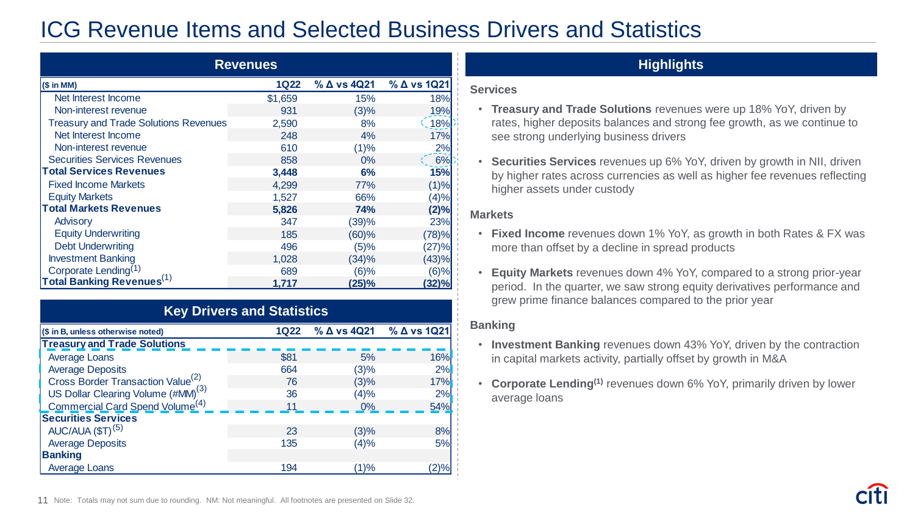# ICG Revenue Items and Selected Business Drivers and Statistics

## Revenues

| ($ in MM) | 1Q22 | % Δ vs 4Q21 | % Δ vs 1Q21 |
|---|---|---|---|
| Net Interest Income | $1,659 | 15% | 18% |
| Non-interest revenue | 931 | (3)% | 19% |
| Treasury and Trade Solutions Revenues | 2,590 | 8% | 18% |
| Net Interest Income | 248 | 4% | 17% |
| Non-interest revenue | 610 | (1)% | 2% |
| Securities Services Revenues | 858 | 0% | 6% |
| **Total Services Revenues** | **3,448** | **6%** | **15%** |
| Fixed Income Markets | 4,299 | 77% | (1)% |
| Equity Markets | 1,527 | 66% | (4)% |
| **Total Markets Revenues** | **5,826** | **74%** | **(2)%** |
| Advisory | 347 | (39)% | 23% |
| Equity Underwriting | 185 | (60)% | (78)% |
| Debt Underwriting | 496 | (5)% | (27)% |
| Investment Banking | 1,028 | (34)% | (43)% |
| Corporate Lending[1] | 689 | (6)% | (6)% |
| **Total Banking Revenues[1]** | **1,717** | **(25)%** | **(32)%** |

## Key Drivers and Statistics

| ($ in B, unless otherwise noted) | 1Q22 | % Δ vs 4Q21 | % Δ vs 1Q21 |
|---|---|---|---|
| **Treasury and Trade Solutions** | | | |
| Average Loans | $81 | 5% | 16% |
| Average Deposits | 664 | (3)% | 2% |
| Cross Border Transaction Value[2] | 76 | (3)% | 17% |
| US Dollar Clearing Volume (#MM)[3] | 36 | (4)% | 2% |
| Commercial Card Spend Volume[4] | 11 | 0% | 54% |
| **Securities Services** | | | |
| AUC/AUA ($T)[5] | 23 | (3)% | 8% |
| Average Deposits | 135 | (4)% | 5% |
| **Banking** | | | |
| Average Loans | 194 | (1)% | (2)% |

## Highlights

### Services

- **Treasury and Trade Solutions** revenues were up 18% YoY, driven by rates, higher deposits balances and strong fee growth, as we continue to see strong underlying business drivers
- **Securities Services** revenues up 6% YoY, driven by growth in NII, driven by higher rates across currencies as well as higher fee revenues reflecting higher assets under custody

### Markets

- **Fixed Income** revenues down 1% YoY, as growth in both Rates & FX was more than offset by a decline in spread products
- **Equity Markets** revenues down 4% YoY, compared to a strong prior-year period. In the quarter, we saw strong equity derivatives performance and grew prime finance balances compared to the prior year

### Banking

- **Investment Banking** revenues down 43% YoY, driven by the contraction in capital markets activity, partially offset by growth in M&A
- **Corporate Lending[1]** revenues down 6% YoY, primarily driven by lower average loans

Note: Totals may not sum due to rounding. NM: Not meaningful. All footnotes are presented on Slide 32.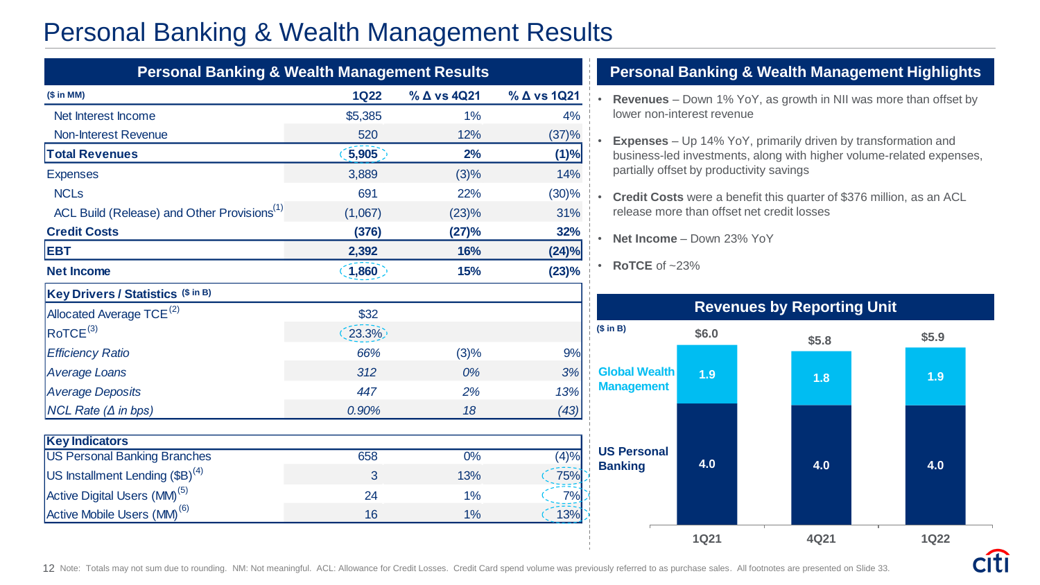# Personal Banking & Wealth Management Results

## Personal Banking & Wealth Management Results

| ($ in MM) | 1Q22 | % Δ vs 4Q21 | % Δ vs 1Q21 |
|---|---|---|---|
| Net Interest Income | $5,385 | 1% | 4% |
| Non-Interest Revenue | 520 | 12% | (37)% |
| **Total Revenues** | **5,905** | **2%** | **(1)%** |
| Expenses | 3,889 | (3)% | 14% |
| NCLs | 691 | 22% | (30)% |
| ACL Build (Release) and Other Provisions[1] | (1,067) | (23)% | 31% |
| **Credit Costs** | **(376)** | **(27)%** | **32%** |
| **EBT** | **2,392** | **16%** | **(24)%** |
| **Net Income** | **1,860** | **15%** | **(23)%** |
| **Key Drivers / Statistics** ($ in B) | | | |
| Allocated Average TCE[2] | $32 | | |
| RoTCE[3] | 23.3% | | |
| *Efficiency Ratio* | *66%* | *(3)%* | *9%* |
| *Average Loans* | *312* | *0%* | *3%* |
| *Average Deposits* | *447* | *2%* | *13%* |
| *NCL Rate (Δ in bps)* | *0.90%* | *18* | *(43)* |
| **Key Indicators** | | | |
| US Personal Banking Branches | 658 | 0% | (4)% |
| US Installment Lending ($B)[4] | 3 | 13% | 75% |
| Active Digital Users (MM)[5] | 24 | 1% | 7% |
| Active Mobile Users (MM)[6] | 16 | 1% | 13% |

## Personal Banking & Wealth Management Highlights

- **Revenues** – Down 1% YoY, as growth in NII was more than offset by lower non-interest revenue
- **Expenses** – Up 14% YoY, primarily driven by transformation and business-led investments, along with higher volume-related expenses, partially offset by productivity savings
- **Credit Costs** were a benefit this quarter of $376 million, as an ACL release more than offset net credit losses
- **Net Income** – Down 23% YoY
- **RoTCE** of ~23%

## Revenues by Reporting Unit

($ in B)

| | 1Q21 | 4Q21 | 1Q22 |
|---|---|---|---|
| Global Wealth Management | 1.9 | 1.8 | 1.9 |
| US Personal Banking | 4.0 | 4.0 | 4.0 |
| Total | $6.0 | $5.8 | $5.9 |

Note: Totals may not sum due to rounding. NM: Not meaningful. ACL: Allowance for Credit Losses. Credit Card spend volume was previously referred to as purchase sales. All footnotes are presented on Slide 33.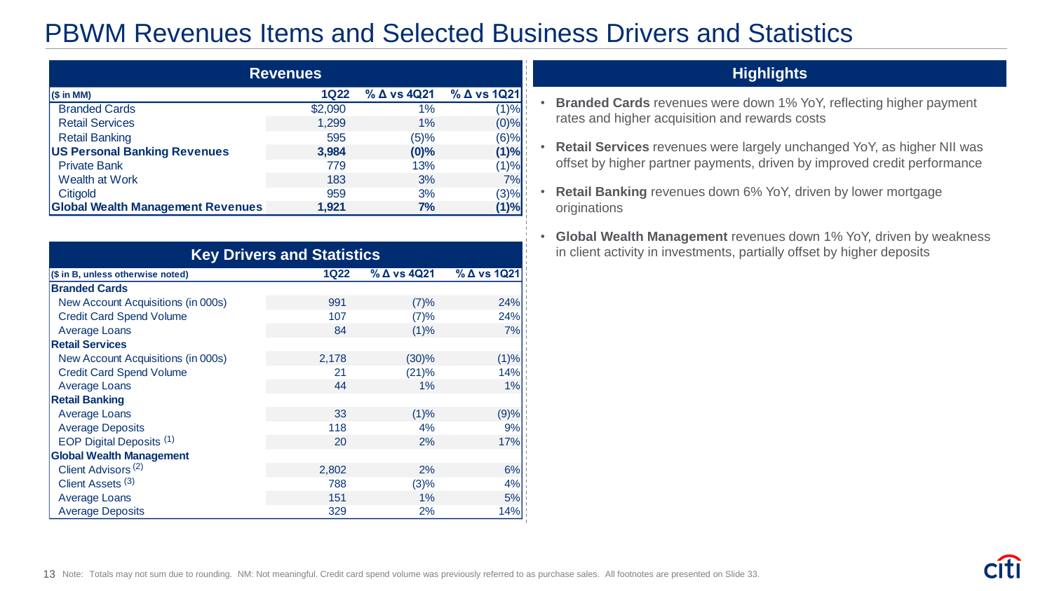# PBWM Revenues Items and Selected Business Drivers and Statistics

## Revenues

| ($ in MM) | 1Q22 | % Δ vs 4Q21 | % Δ vs 1Q21 |
|---|---|---|---|
| Branded Cards | $2,090 | 1% | (1)% |
| Retail Services | 1,299 | 1% | (0)% |
| Retail Banking | 595 | (5)% | (6)% |
| **US Personal Banking Revenues** | **3,984** | **(0)%** | **(1)%** |
| Private Bank | 779 | 13% | (1)% |
| Wealth at Work | 183 | 3% | 7% |
| Citigold | 959 | 3% | (3)% |
| **Global Wealth Management Revenues** | **1,921** | **7%** | **(1)%** |

## Key Drivers and Statistics

| ($ in B, unless otherwise noted) | 1Q22 | % Δ vs 4Q21 | % Δ vs 1Q21 |
|---|---|---|---|
| **Branded Cards** | | | |
| New Account Acquisitions (in 000s) | 991 | (7)% | 24% |
| Credit Card Spend Volume | 107 | (7)% | 24% |
| Average Loans | 84 | (1)% | 7% |
| **Retail Services** | | | |
| New Account Acquisitions (in 000s) | 2,178 | (30)% | (1)% |
| Credit Card Spend Volume | 21 | (21)% | 14% |
| Average Loans | 44 | 1% | 1% |
| **Retail Banking** | | | |
| Average Loans | 33 | (1)% | (9)% |
| Average Deposits | 118 | 4% | 9% |
| EOP Digital Deposits [1] | 20 | 2% | 17% |
| **Global Wealth Management** | | | |
| Client Advisors [2] | 2,802 | 2% | 6% |
| Client Assets [3] | 788 | (3)% | 4% |
| Average Loans | 151 | 1% | 5% |
| Average Deposits | 329 | 2% | 14% |

## Highlights

- **Branded Cards** revenues were down 1% YoY, reflecting higher payment rates and higher acquisition and rewards costs
- **Retail Services** revenues were largely unchanged YoY, as higher NII was offset by higher partner payments, driven by improved credit performance
- **Retail Banking** revenues down 6% YoY, driven by lower mortgage originations
- **Global Wealth Management** revenues down 1% YoY, driven by weakness in client activity in investments, partially offset by higher deposits

Note: Totals may not sum due to rounding. NM: Not meaningful. Credit card spend volume was previously referred to as purchase sales. All footnotes are presented on Slide 33.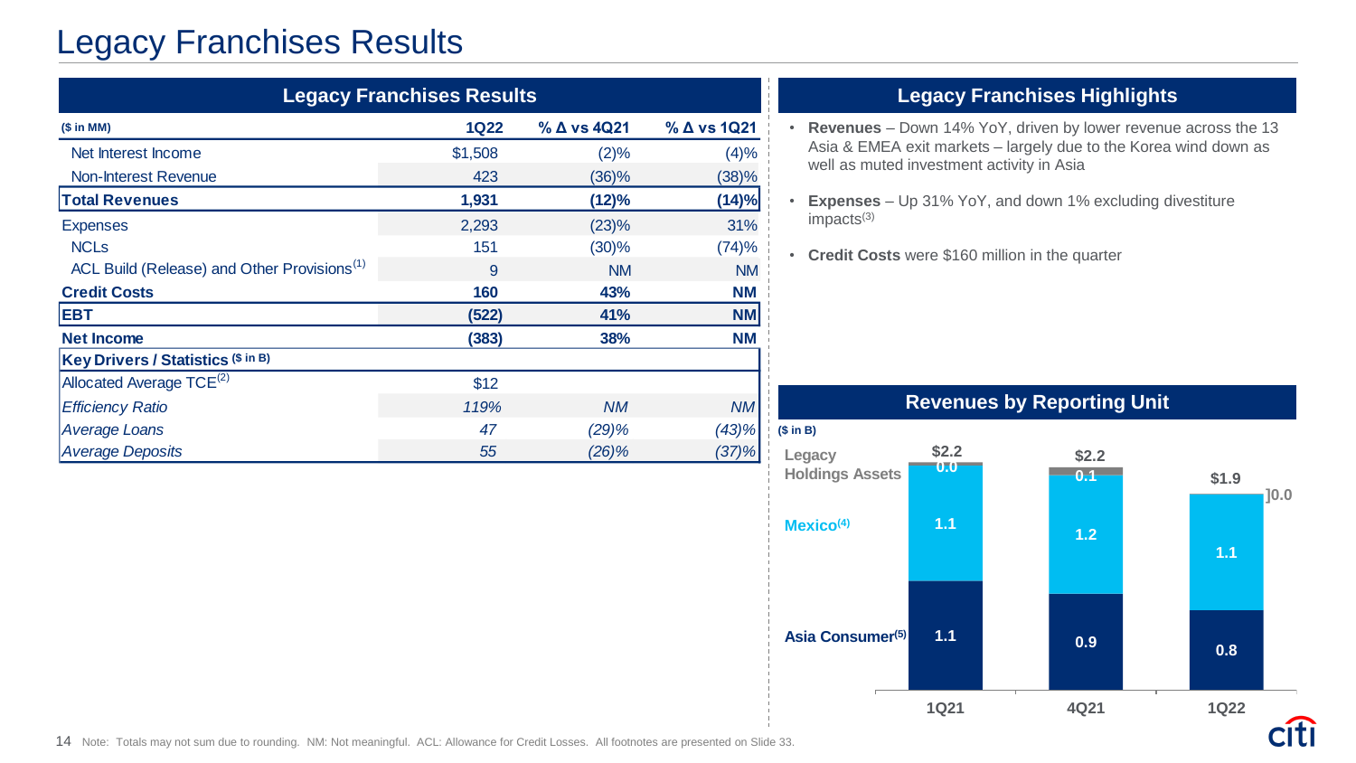# Legacy Franchises Results

## Legacy Franchises Results

| ($ in MM) | 1Q22 | % Δ vs 4Q21 | % Δ vs 1Q21 |
|---|---|---|---|
| Net Interest Income | $1,508 | (2)% | (4)% |
| Non-Interest Revenue | 423 | (36)% | (38)% |
| **Total Revenues** | **1,931** | **(12)%** | **(14)%** |
| Expenses | 2,293 | (23)% | 31% |
| NCLs | 151 | (30)% | (74)% |
| ACL Build (Release) and Other Provisions[1] | 9 | NM | NM |
| **Credit Costs** | **160** | **43%** | **NM** |
| **EBT** | **(522)** | **41%** | **NM** |
| **Net Income** | **(383)** | **38%** | **NM** |
| **Key Drivers / Statistics** ($ in B) | | | |
| Allocated Average TCE[2] | $12 | | |
| *Efficiency Ratio* | *119%* | *NM* | *NM* |
| *Average Loans* | *47* | *(29)%* | *(43)%* |
| *Average Deposits* | *55* | *(26)%* | *(37)%* |

## Legacy Franchises Highlights

- **Revenues** – Down 14% YoY, driven by lower revenue across the 13 Asia & EMEA exit markets – largely due to the Korea wind down as well as muted investment activity in Asia
- **Expenses** – Up 31% YoY, and down 1% excluding divestiture impacts[3]
- **Credit Costs** were $160 million in the quarter

## Revenues by Reporting Unit

($ in B)

| | 1Q21 | 4Q21 | 1Q22 |
|---|---|---|---|
| Legacy Holdings Assets | 0.0 | 0.1 | 0.0 |
| Mexico[4] | 1.1 | 1.2 | 1.1 |
| Asia Consumer[5] | 1.1 | 0.9 | 0.8 |
| Total | $2.2 | $2.2 | $1.9 |

Note: Totals may not sum due to rounding. NM: Not meaningful. ACL: Allowance for Credit Losses. All footnotes are presented on Slide 33.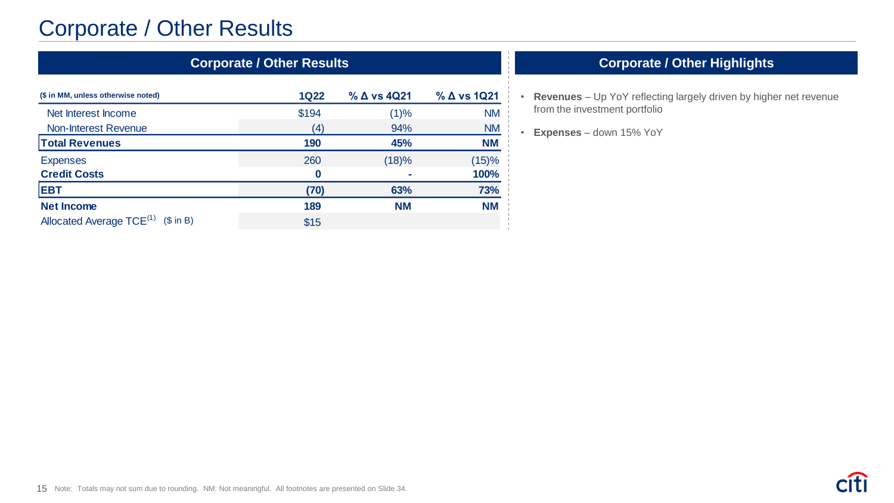# Corporate / Other Results

## Corporate / Other Results

| ($ in MM, unless otherwise noted) | 1Q22 | % Δ vs 4Q21 | % Δ vs 1Q21 |
|---|---|---|---|
| Net Interest Income | $194 | (1)% | NM |
| Non-Interest Revenue | (4) | 94% | NM |
| **Total Revenues** | **190** | **45%** | **NM** |
| Expenses | 260 | (18)% | (15)% |
| **Credit Costs** | **0** | **-** | **100%** |
| **EBT** | **(70)** | **63%** | **73%** |
| **Net Income** | **189** | **NM** | **NM** |
| Allocated Average TCE[(1)] ($ in B) | $15 | | |

## Corporate / Other Highlights

- **Revenues** – Up YoY reflecting largely driven by higher net revenue from the investment portfolio
- **Expenses** – down 15% YoY

Note: Totals may not sum due to rounding. NM: Not meaningful. All footnotes are presented on Slide 34.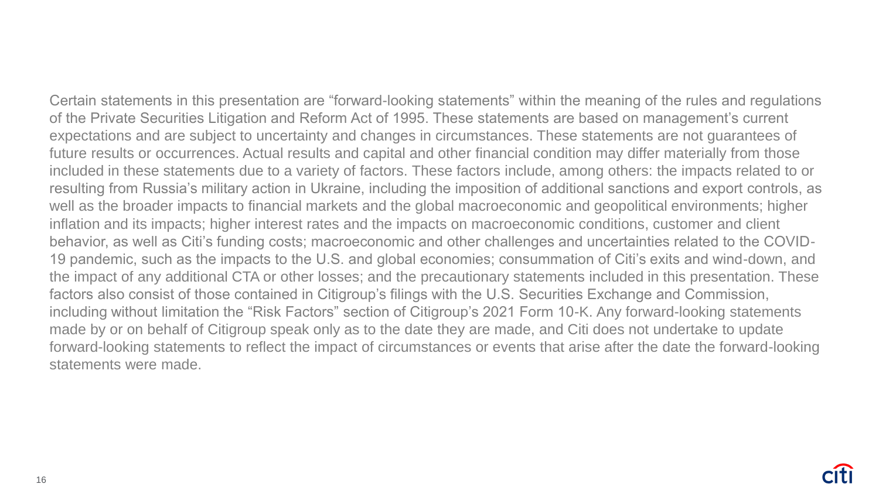Certain statements in this presentation are "forward-looking statements" within the meaning of the rules and regulations of the Private Securities Litigation and Reform Act of 1995. These statements are based on management's current expectations and are subject to uncertainty and changes in circumstances. These statements are not guarantees of future results or occurrences. Actual results and capital and other financial condition may differ materially from those included in these statements due to a variety of factors. These factors include, among others: the impacts related to or resulting from Russia's military action in Ukraine, including the imposition of additional sanctions and export controls, as well as the broader impacts to financial markets and the global macroeconomic and geopolitical environments; higher inflation and its impacts; higher interest rates and the impacts on macroeconomic conditions, customer and client behavior, as well as Citi's funding costs; macroeconomic and other challenges and uncertainties related to the COVID-19 pandemic, such as the impacts to the U.S. and global economies; consummation of Citi's exits and wind-down, and the impact of any additional CTA or other losses; and the precautionary statements included in this presentation. These factors also consist of those contained in Citigroup's filings with the U.S. Securities Exchange and Commission, including without limitation the "Risk Factors" section of Citigroup's 2021 Form 10-K. Any forward-looking statements made by or on behalf of Citigroup speak only as to the date they are made, and Citi does not undertake to update forward-looking statements to reflect the impact of circumstances or events that arise after the date the forward-looking statements were made.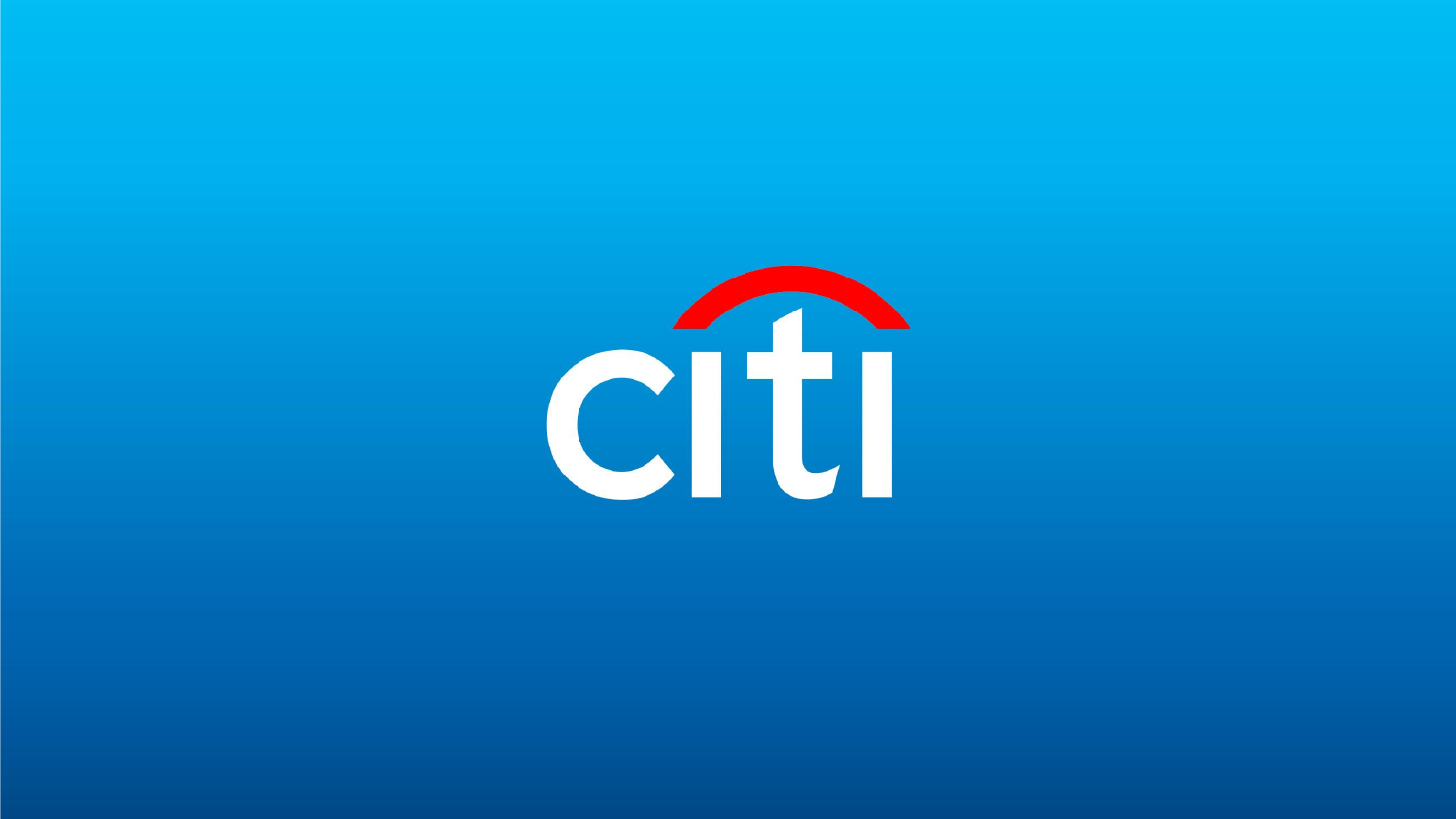citi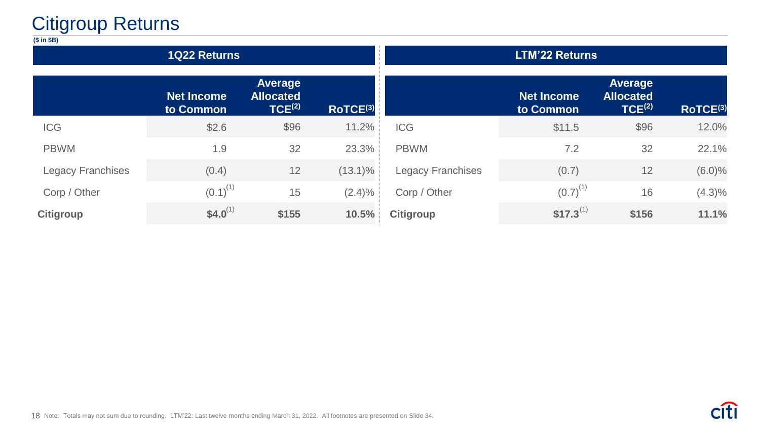# Citigroup Returns

**($ in $B)**

## 1Q22 Returns

| | Net Income to Common | Average Allocated TCE[2] | RoTCE[3] |
|---|---|---|---|
| ICG | $2.6 | $96 | 11.2% |
| PBWM | 1.9 | 32 | 23.3% |
| Legacy Franchises | (0.4) | 12 | (13.1)% |
| Corp / Other | (0.1)[1] | 15 | (2.4)% |
| **Citigroup** | **$4.0**[1] | **$155** | **10.5%** |

## LTM'22 Returns

| | Net Income to Common | Average Allocated TCE[2] | RoTCE[3] |
|---|---|---|---|
| ICG | $11.5 | $96 | 12.0% |
| PBWM | 7.2 | 32 | 22.1% |
| Legacy Franchises | (0.7) | 12 | (6.0)% |
| Corp / Other | (0.7)[1] | 16 | (4.3)% |
| **Citigroup** | **$17.3**[1] | **$156** | **11.1%** |

Note: Totals may not sum due to rounding. LTM'22: Last twelve months ending March 31, 2022. All footnotes are presented on Slide 34.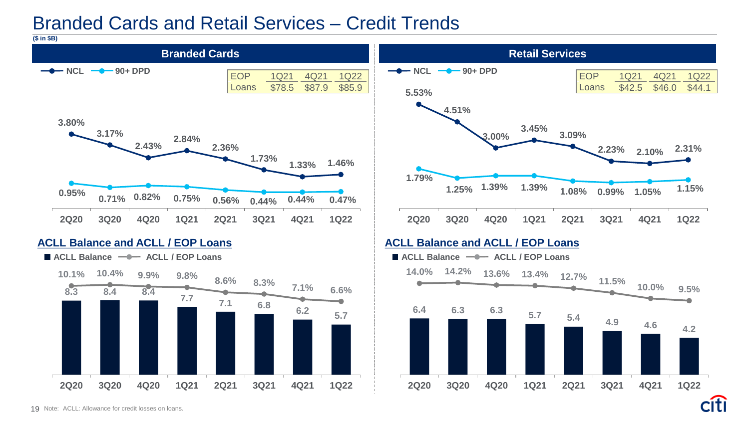# Branded Cards and Retail Services – Credit Trends

($ in $B)

## Branded Cards

| EOP | 1Q21 | 4Q21 | 1Q22 |
|---|---|---|---|
| Loans | $78.5 | $87.9 | $85.9 |

| | 2Q20 | 3Q20 | 4Q20 | 1Q21 | 2Q21 | 3Q21 | 4Q21 | 1Q22 |
|---|---|---|---|---|---|---|---|---|
| NCL | 3.80% | 3.17% | 2.43% | 2.84% | 2.36% | 1.73% | 1.33% | 1.46% |
| 90+ DPD | 0.95% | 0.71% | 0.82% | 0.75% | 0.56% | 0.44% | 0.44% | 0.47% |

### ACLL Balance and ACLL / EOP Loans

| | 2Q20 | 3Q20 | 4Q20 | 1Q21 | 2Q21 | 3Q21 | 4Q21 | 1Q22 |
|---|---|---|---|---|---|---|---|---|
| ACLL Balance | 8.3 | 8.4 | 8.4 | 7.7 | 7.1 | 6.8 | 6.2 | 5.7 |
| ACLL / EOP Loans | 10.1% | 10.4% | 9.9% | 9.8% | 8.6% | 8.3% | 7.1% | 6.6% |

## Retail Services

| EOP | 1Q21 | 4Q21 | 1Q22 |
|---|---|---|---|
| Loans | $42.5 | $46.0 | $44.1 |

| | 2Q20 | 3Q20 | 4Q20 | 1Q21 | 2Q21 | 3Q21 | 4Q21 | 1Q22 |
|---|---|---|---|---|---|---|---|---|
| NCL | 5.53% | 4.51% | 3.00% | 3.45% | 3.09% | 2.23% | 2.10% | 2.31% |
| 90+ DPD | 1.79% | 1.25% | 1.39% | 1.39% | 1.08% | 0.99% | 1.05% | 1.15% |

### ACLL Balance and ACLL / EOP Loans

| | 2Q20 | 3Q20 | 4Q20 | 1Q21 | 2Q21 | 3Q21 | 4Q21 | 1Q22 |
|---|---|---|---|---|---|---|---|---|
| ACLL Balance | 6.4 | 6.3 | 6.3 | 5.7 | 5.4 | 4.9 | 4.6 | 4.2 |
| ACLL / EOP Loans | 14.0% | 14.2% | 13.6% | 13.4% | 12.7% | 11.5% | 10.0% | 9.5% |

Note: ACLL: Allowance for credit losses on loans.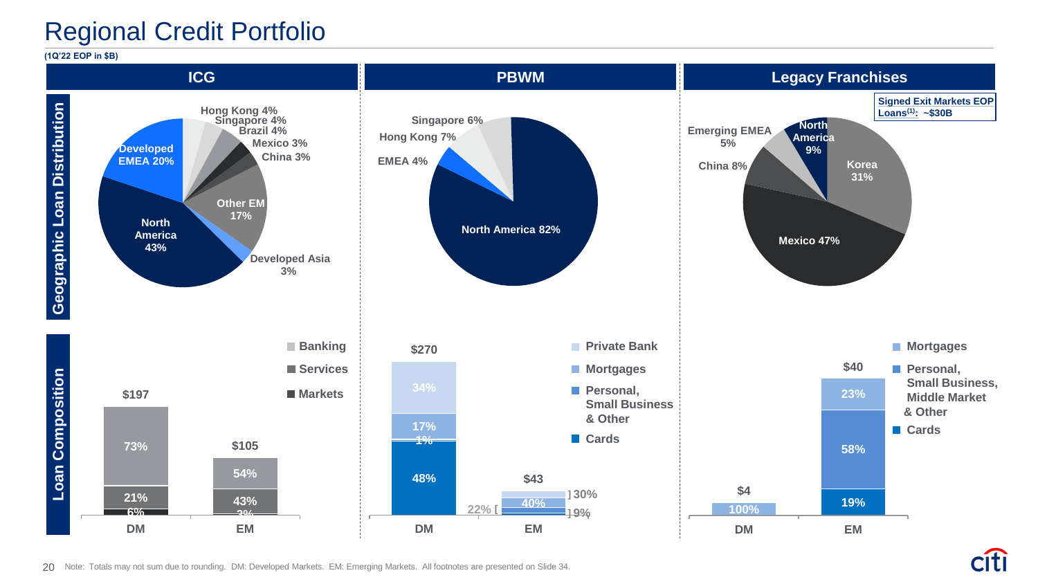# Regional Credit Portfolio

**(1Q'22 EOP in $B)**

## ICG

**Geographic Loan Distribution**

| Region | % |
|---|---|
| North America | 43% |
| Developed EMEA | 20% |
| Hong Kong | 4% |
| Singapore | 4% |
| Brazil | 4% |
| Mexico | 3% |
| China | 3% |
| Other EM | 17% |
| Developed Asia | 3% |

**Loan Composition**

| | DM | EM |
|---|---|---|
| Total | $197 | $105 |
| Banking | 73% | 54% |
| Services | 21% | 43% |
| Markets | 6% | 3% |

## PBWM

**Geographic Loan Distribution**

| Region | % |
|---|---|
| North America | 82% |
| EMEA | 4% |
| Hong Kong | 7% |
| Singapore | 6% |

**Loan Composition**

| | DM | EM |
|---|---|---|
| Total | $270 | $43 |
| Private Bank | 34% | 30% |
| Mortgages | 17% | 40% |
| Personal, Small Business & Other | 1% | 22% |
| Cards | 48% | 9% |

## Legacy Franchises

**Signed Exit Markets EOP Loans[1]: ~$30B**

**Geographic Loan Distribution**

| Region | % |
|---|---|
| Korea | 31% |
| Mexico | 47% |
| China | 8% |
| Emerging EMEA | 5% |
| North America | 9% |

**Loan Composition**

| | DM | EM |
|---|---|---|
| Total | $4 | $40 |
| Mortgages | 100% | 23% |
| Personal, Small Business, Middle Market & Other | | 58% |
| Cards | | 19% |

Note: Totals may not sum due to rounding. DM: Developed Markets. EM: Emerging Markets. All footnotes are presented on Slide 34.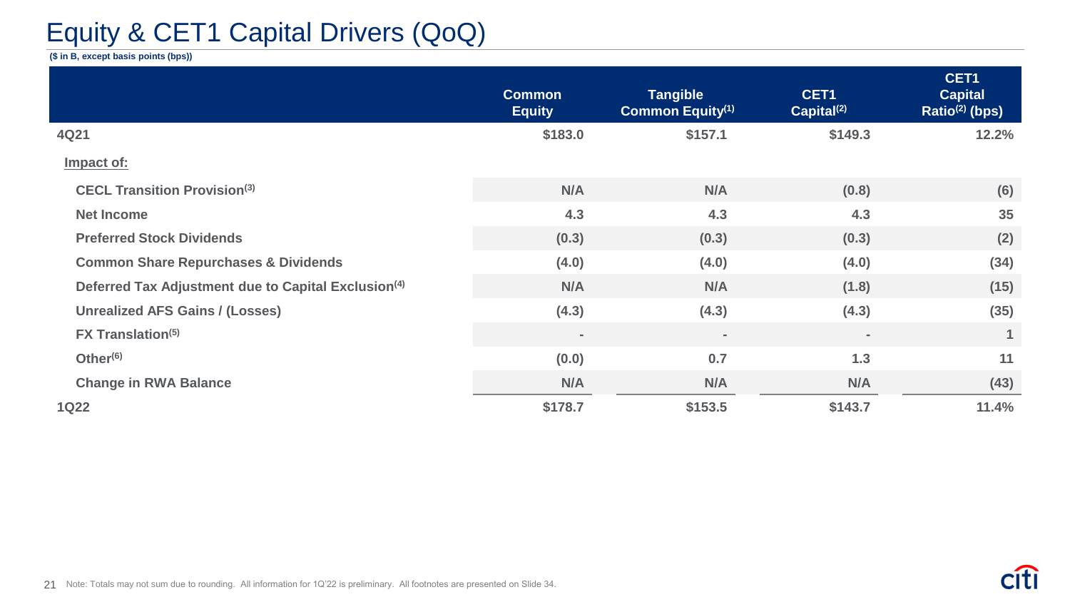# Equity & CET1 Capital Drivers (QoQ)

**($ in B, except basis points (bps))**

| | Common Equity | Tangible Common Equity[1] | CET1 Capital[2] | CET1 Capital Ratio[2] (bps) |
|---|---|---|---|---|
| **4Q21** | $183.0 | $157.1 | $149.3 | 12.2% |
| **Impact of:** | | | | |
| CECL Transition Provision[3] | N/A | N/A | (0.8) | (6) |
| Net Income | 4.3 | 4.3 | 4.3 | 35 |
| Preferred Stock Dividends | (0.3) | (0.3) | (0.3) | (2) |
| Common Share Repurchases & Dividends | (4.0) | (4.0) | (4.0) | (34) |
| Deferred Tax Adjustment due to Capital Exclusion[4] | N/A | N/A | (1.8) | (15) |
| Unrealized AFS Gains / (Losses) | (4.3) | (4.3) | (4.3) | (35) |
| FX Translation[5] | - | - | - | 1 |
| Other[6] | (0.0) | 0.7 | 1.3 | 11 |
| Change in RWA Balance | N/A | N/A | N/A | (43) |
| **1Q22** | $178.7 | $153.5 | $143.7 | 11.4% |

Note: Totals may not sum due to rounding. All information for 1Q'22 is preliminary. All footnotes are presented on Slide 34.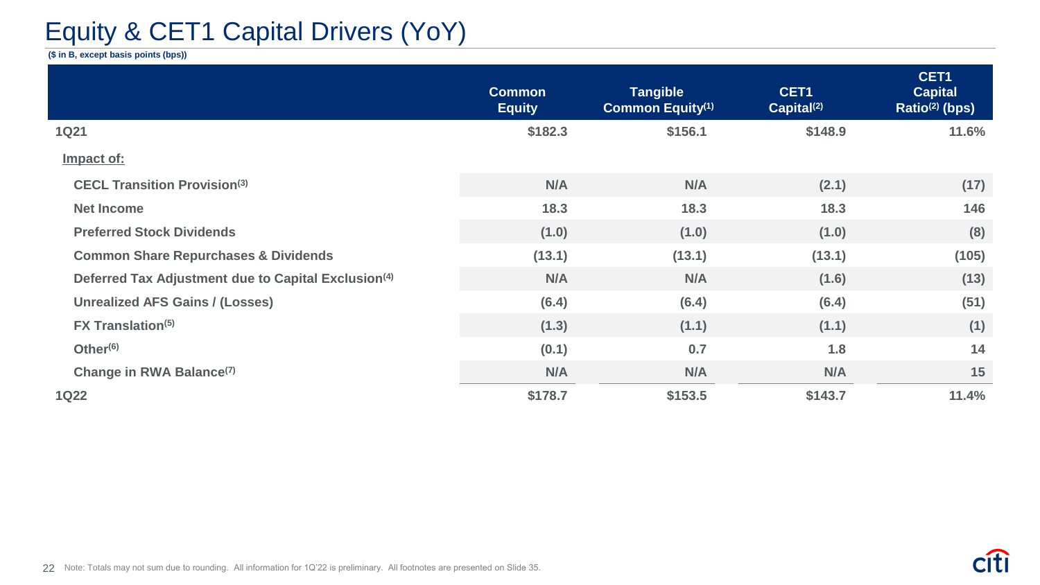# Equity & CET1 Capital Drivers (YoY)

**($ in B, except basis points (bps))**

| | Common Equity | Tangible Common Equity[1] | CET1 Capital[2] | CET1 Capital Ratio[2] (bps) |
|---|---|---|---|---|
| **1Q21** | **$182.3** | **$156.1** | **$148.9** | **11.6%** |
| **Impact of:** | | | | |
| CECL Transition Provision[3] | N/A | N/A | (2.1) | (17) |
| Net Income | 18.3 | 18.3 | 18.3 | 146 |
| Preferred Stock Dividends | (1.0) | (1.0) | (1.0) | (8) |
| Common Share Repurchases & Dividends | (13.1) | (13.1) | (13.1) | (105) |
| Deferred Tax Adjustment due to Capital Exclusion[4] | N/A | N/A | (1.6) | (13) |
| Unrealized AFS Gains / (Losses) | (6.4) | (6.4) | (6.4) | (51) |
| FX Translation[5] | (1.3) | (1.1) | (1.1) | (1) |
| Other[6] | (0.1) | 0.7 | 1.8 | 14 |
| Change in RWA Balance[7] | N/A | N/A | N/A | 15 |
| **1Q22** | **$178.7** | **$153.5** | **$143.7** | **11.4%** |

Note: Totals may not sum due to rounding. All information for 1Q'22 is preliminary. All footnotes are presented on Slide 35.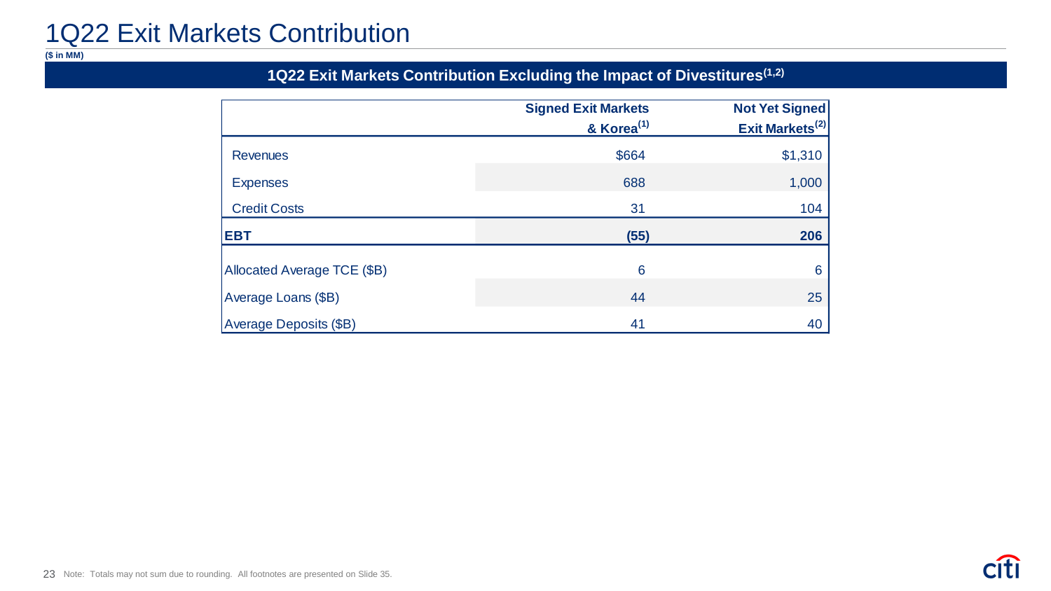# 1Q22 Exit Markets Contribution

($ in MM)

## 1Q22 Exit Markets Contribution Excluding the Impact of Divestitures[1,2]

| | Signed Exit Markets & Korea[1] | Not Yet Signed Exit Markets[2] |
|---|---|---|
| Revenues | $664 | $1,310 |
| Expenses | 688 | 1,000 |
| Credit Costs | 31 | 104 |
| **EBT** | **(55)** | **206** |
| Allocated Average TCE ($B) | 6 | 6 |
| Average Loans ($B) | 44 | 25 |
| Average Deposits ($B) | 41 | 40 |

Note: Totals may not sum due to rounding. All footnotes are presented on Slide 35.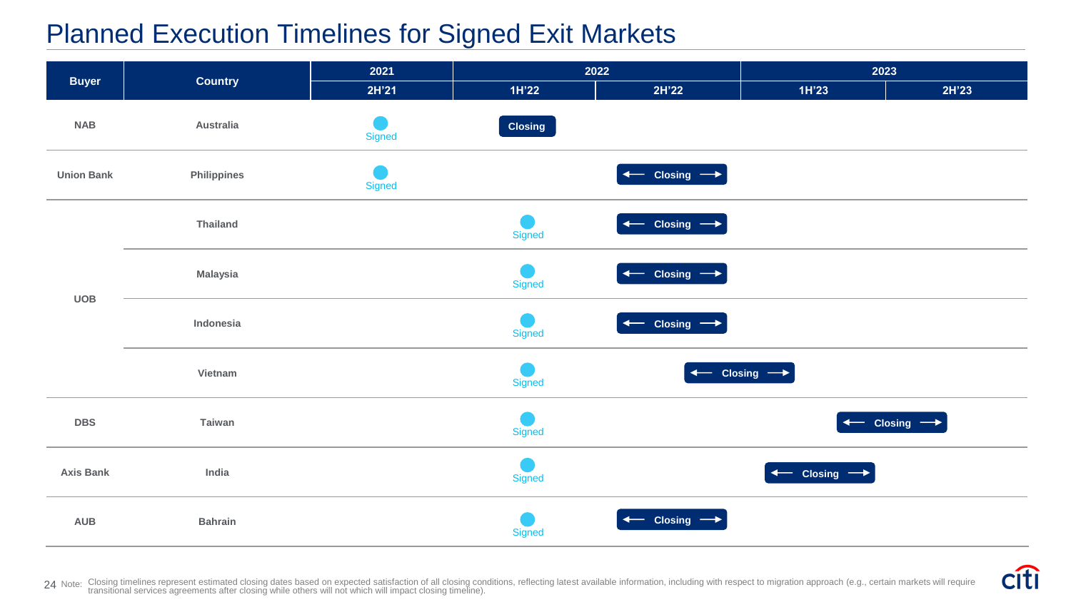# Planned Execution Timelines for Signed Exit Markets

| Buyer | Country | 2021 | 2022 | | 2023 | |
|---|---|---|---|---|---|---|
| | | 2H'21 | 1H'22 | 2H'22 | 1H'23 | 2H'23 |
| NAB | Australia | Signed | Closing | | | |
| Union Bank | Philippines | Signed | | ← Closing → | | |
| UOB | Thailand | | Signed | ← Closing → | | |
| | Malaysia | | Signed | ← Closing → | | |
| | Indonesia | | Signed | ← Closing → | | |
| | Vietnam | | Signed | ← Closing → | ← Closing → | |
| DBS | Taiwan | | Signed | | ← Closing → | ← Closing → |
| Axis Bank | India | | Signed | | ← Closing → | |
| AUB | Bahrain | | Signed | ← Closing → | | |

Note: Closing timelines represent estimated closing dates based on expected satisfaction of all closing conditions, reflecting latest available information, including with respect to migration approach (e.g., certain markets will require transitional services agreements after closing while others will not which will impact closing timeline).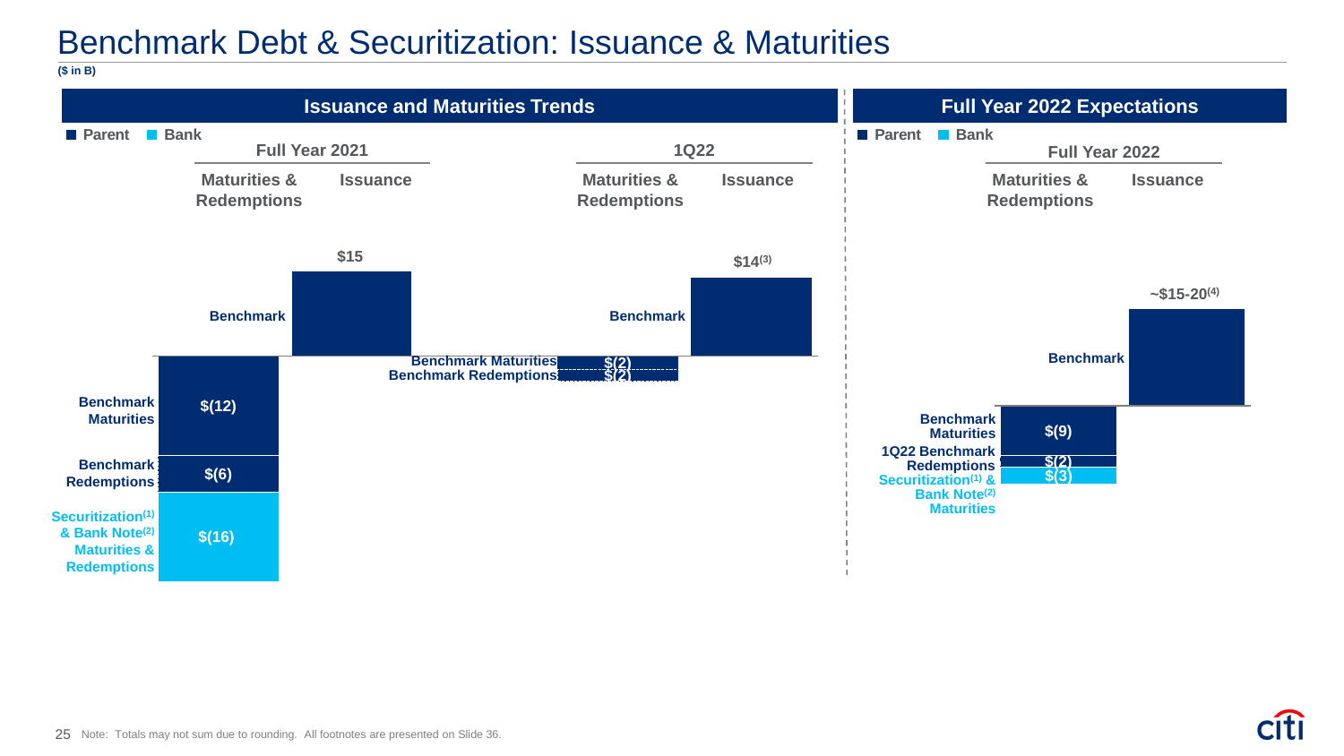# Benchmark Debt & Securitization: Issuance & Maturities

**($ in B)**

## Issuance and Maturities Trends

■ Parent ■ Bank

| | Full Year 2021 Maturities & Redemptions | Full Year 2021 Issuance | 1Q22 Maturities & Redemptions | 1Q22 Issuance |
|---|---|---|---|---|
| Benchmark | | $15 | | $14[3] |
| Benchmark Maturities | $(12) | | $(2) | |
| Benchmark Redemptions | $(6) | | $(2) | |
| Securitization[1] & Bank Note[2] Maturities & Redemptions | $(16) | | | |

## Full Year 2022 Expectations

■ Parent ■ Bank

| | Full Year 2022 Maturities & Redemptions | Full Year 2022 Issuance |
|---|---|---|
| Benchmark | | ~$15-20[4] |
| Benchmark Maturities | $(9) | |
| 1Q22 Benchmark Redemptions | $(2) | |
| Securitization[1] & Bank Note[2] Maturities | $(3) | |

Note: Totals may not sum due to rounding. All footnotes are presented on Slide 36.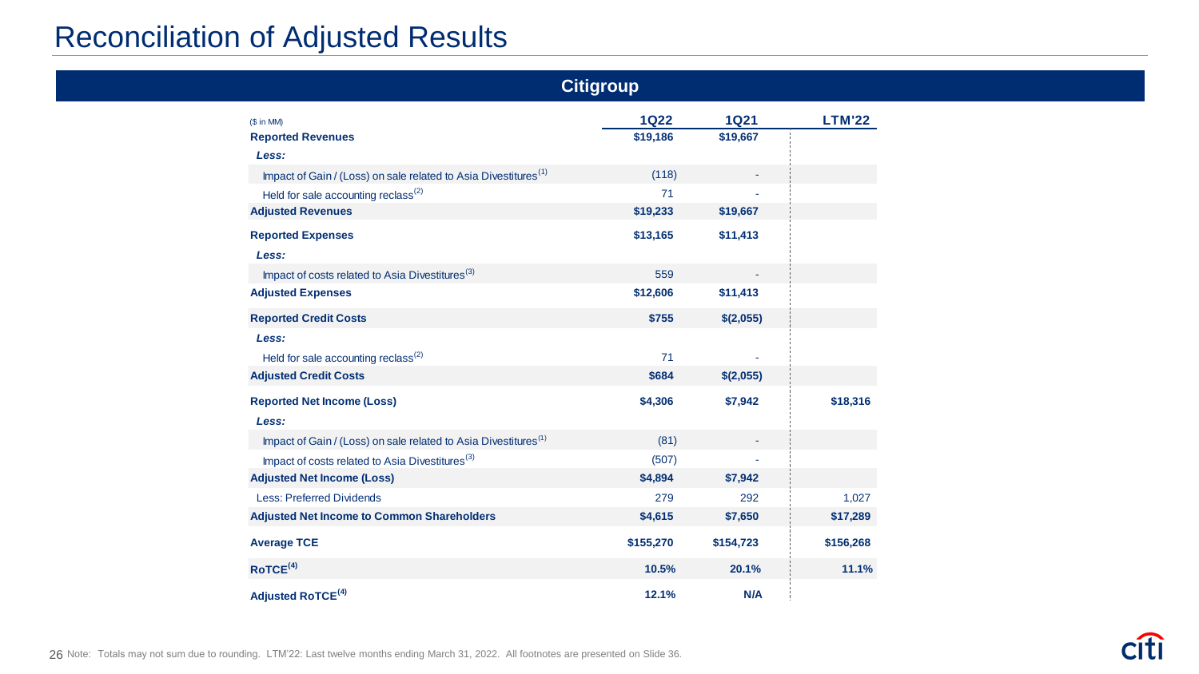# Reconciliation of Adjusted Results

## Citigroup

| ($ in MM) | 1Q22 | 1Q21 | LTM'22 |
|---|---|---|---|
| **Reported Revenues** | **$19,186** | **$19,667** | |
| ***Less:*** | | | |
| Impact of Gain / (Loss) on sale related to Asia Divestitures[1] | (118) | - | |
| Held for sale accounting reclass[2] | 71 | - | |
| **Adjusted Revenues** | **$19,233** | **$19,667** | |
| **Reported Expenses** | **$13,165** | **$11,413** | |
| ***Less:*** | | | |
| Impact of costs related to Asia Divestitures[3] | 559 | - | |
| **Adjusted Expenses** | **$12,606** | **$11,413** | |
| **Reported Credit Costs** | **$755** | **$(2,055)** | |
| ***Less:*** | | | |
| Held for sale accounting reclass[2] | 71 | - | |
| **Adjusted Credit Costs** | **$684** | **$(2,055)** | |
| **Reported Net Income (Loss)** | **$4,306** | **$7,942** | **$18,316** |
| ***Less:*** | | | |
| Impact of Gain / (Loss) on sale related to Asia Divestitures[1] | (81) | - | |
| Impact of costs related to Asia Divestitures[3] | (507) | - | |
| **Adjusted Net Income (Loss)** | **$4,894** | **$7,942** | |
| Less: Preferred Dividends | 279 | 292 | 1,027 |
| **Adjusted Net Income to Common Shareholders** | **$4,615** | **$7,650** | **$17,289** |
| **Average TCE** | **$155,270** | **$154,723** | **$156,268** |
| **RoTCE[4]** | **10.5%** | **20.1%** | **11.1%** |
| **Adjusted RoTCE[4]** | **12.1%** | **N/A** | |

Note: Totals may not sum due to rounding. LTM'22: Last twelve months ending March 31, 2022. All footnotes are presented on Slide 36.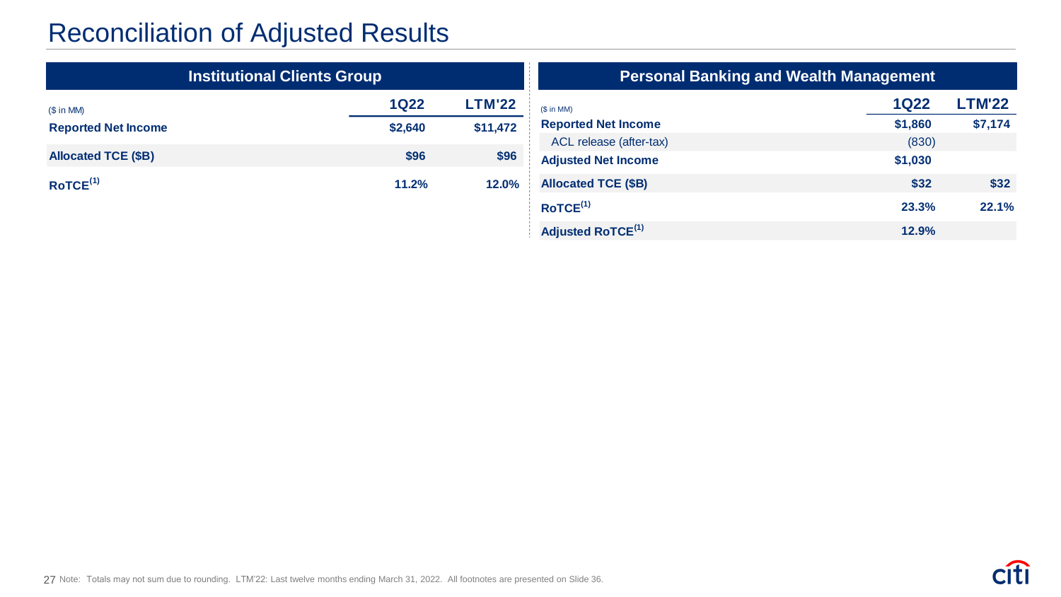# Reconciliation of Adjusted Results

## Institutional Clients Group

| ($ in MM) | 1Q22 | LTM'22 |
|---|---|---|
| **Reported Net Income** | **$2,640** | **$11,472** |
| **Allocated TCE ($B)** | **$96** | **$96** |
| **RoTCE**[1] | **11.2%** | **12.0%** |

## Personal Banking and Wealth Management

| ($ in MM) | 1Q22 | LTM'22 |
|---|---|---|
| **Reported Net Income** | **$1,860** | **$7,174** |
| ACL release (after-tax) | (830) | |
| **Adjusted Net Income** | **$1,030** | |
| **Allocated TCE ($B)** | **$32** | **$32** |
| **RoTCE**[1] | **23.3%** | **22.1%** |
| **Adjusted RoTCE**[1] | **12.9%** | |

Note: Totals may not sum due to rounding. LTM'22: Last twelve months ending March 31, 2022. All footnotes are presented on Slide 36.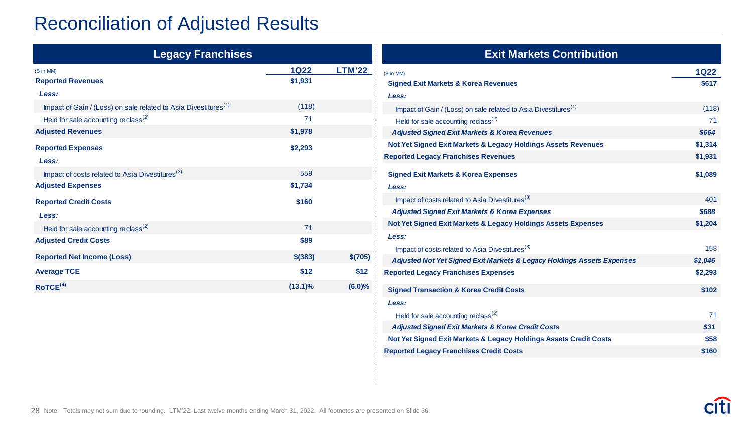# Reconciliation of Adjusted Results

## Legacy Franchises

| ($ in MM) | 1Q22 | LTM'22 |
|---|---|---|
| **Reported Revenues** | **$1,931** | |
| ***Less:*** | | |
| Impact of Gain / (Loss) on sale related to Asia Divestitures[1] | (118) | |
| Held for sale accounting reclass[2] | 71 | |
| **Adjusted Revenues** | **$1,978** | |
| **Reported Expenses** | **$2,293** | |
| ***Less:*** | | |
| Impact of costs related to Asia Divestitures[3] | 559 | |
| **Adjusted Expenses** | **$1,734** | |
| **Reported Credit Costs** | **$160** | |
| ***Less:*** | | |
| Held for sale accounting reclass[2] | 71 | |
| **Adjusted Credit Costs** | **$89** | |
| **Reported Net Income (Loss)** | **$(383)** | **$(705)** |
| **Average TCE** | **$12** | **$12** |
| **RoTCE[4]** | **(13.1)%** | **(6.0)%** |

## Exit Markets Contribution

| ($ in MM) | 1Q22 |
|---|---|
| **Signed Exit Markets & Korea Revenues** | **$617** |
| ***Less:*** | |
| Impact of Gain / (Loss) on sale related to Asia Divestitures[1] | (118) |
| Held for sale accounting reclass[2] | 71 |
| ***Adjusted Signed Exit Markets & Korea Revenues*** | ***$664*** |
| **Not Yet Signed Exit Markets & Legacy Holdings Assets Revenues** | **$1,314** |
| **Reported Legacy Franchises Revenues** | **$1,931** |
| **Signed Exit Markets & Korea Expenses** | **$1,089** |
| ***Less:*** | |
| Impact of costs related to Asia Divestitures[3] | 401 |
| ***Adjusted Signed Exit Markets & Korea Expenses*** | ***$688*** |
| **Not Yet Signed Exit Markets & Legacy Holdings Assets Expenses** | **$1,204** |
| ***Less:*** | |
| Impact of costs related to Asia Divestitures[3] | 158 |
| ***Adjusted Not Yet Signed Exit Markets & Legacy Holdings Assets Expenses*** | ***$1,046*** |
| **Reported Legacy Franchises Expenses** | **$2,293** |
| **Signed Transaction & Korea Credit Costs** | **$102** |
| ***Less:*** | |
| Held for sale accounting reclass[2] | 71 |
| ***Adjusted Signed Exit Markets & Korea Credit Costs*** | ***$31*** |
| **Not Yet Signed Exit Markets & Legacy Holdings Assets Credit Costs** | **$58** |
| **Reported Legacy Franchises Credit Costs** | **$160** |

Note: Totals may not sum due to rounding. LTM'22: Last twelve months ending March 31, 2022. All footnotes are presented on Slide 36.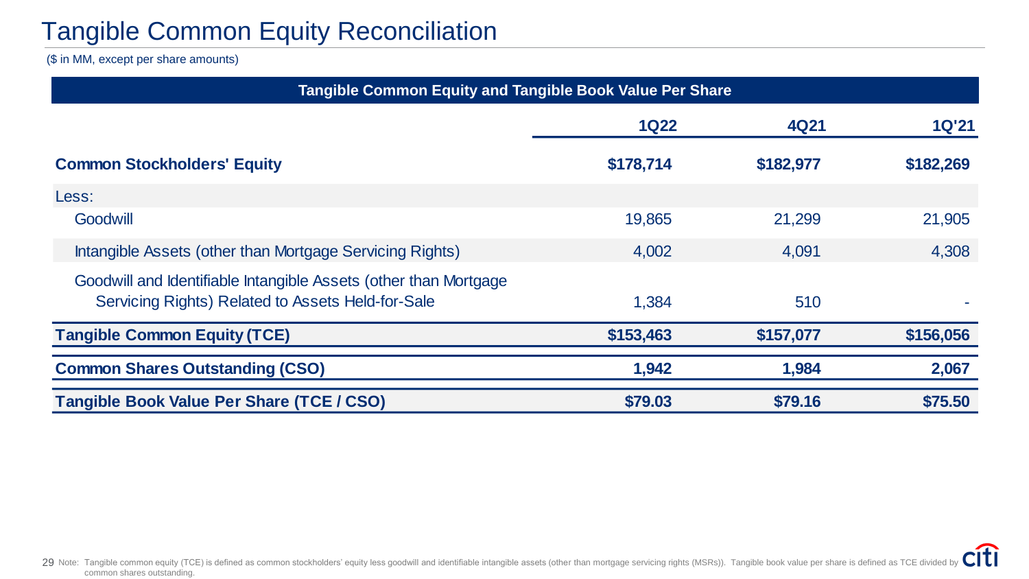# Tangible Common Equity Reconciliation

($ in MM, except per share amounts)

| Tangible Common Equity and Tangible Book Value Per Share | 1Q22 | 4Q21 | 1Q'21 |
|---|---|---|---|
| **Common Stockholders' Equity** | **$178,714** | **$182,977** | **$182,269** |
| Less: | | | |
| Goodwill | 19,865 | 21,299 | 21,905 |
| Intangible Assets (other than Mortgage Servicing Rights) | 4,002 | 4,091 | 4,308 |
| Goodwill and Identifiable Intangible Assets (other than Mortgage Servicing Rights) Related to Assets Held-for-Sale | 1,384 | 510 | - |
| **Tangible Common Equity (TCE)** | **$153,463** | **$157,077** | **$156,056** |
| **Common Shares Outstanding (CSO)** | **1,942** | **1,984** | **2,067** |
| **Tangible Book Value Per Share (TCE / CSO)** | **$79.03** | **$79.16** | **$75.50** |

Note: Tangible common equity (TCE) is defined as common stockholders' equity less goodwill and identifiable intangible assets (other than mortgage servicing rights (MSRs)). Tangible book value per share is defined as TCE divided by common shares outstanding.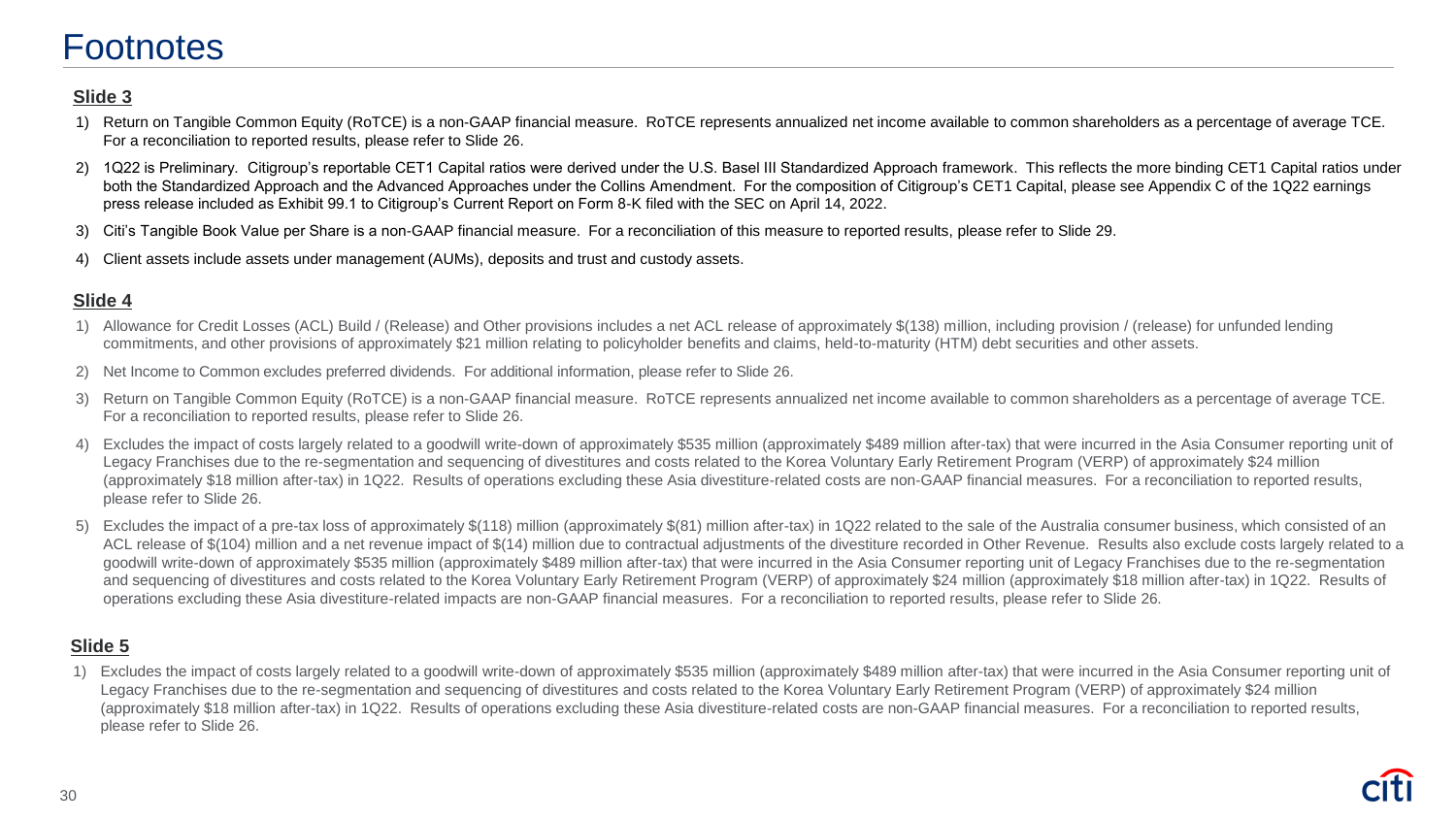# Footnotes

**Slide 3**

1) Return on Tangible Common Equity (RoTCE) is a non-GAAP financial measure. RoTCE represents annualized net income available to common shareholders as a percentage of average TCE. For a reconciliation to reported results, please refer to Slide 26.
2) 1Q22 is Preliminary. Citigroup's reportable CET1 Capital ratios were derived under the U.S. Basel III Standardized Approach framework. This reflects the more binding CET1 Capital ratios under both the Standardized Approach and the Advanced Approaches under the Collins Amendment. For the composition of Citigroup's CET1 Capital, please see Appendix C of the 1Q22 earnings press release included as Exhibit 99.1 to Citigroup's Current Report on Form 8-K filed with the SEC on April 14, 2022.
3) Citi's Tangible Book Value per Share is a non-GAAP financial measure. For a reconciliation of this measure to reported results, please refer to Slide 29.
4) Client assets include assets under management (AUMs), deposits and trust and custody assets.

**Slide 4**

1) Allowance for Credit Losses (ACL) Build / (Release) and Other provisions includes a net ACL release of approximately $(138) million, including provision / (release) for unfunded lending commitments, and other provisions of approximately $21 million relating to policyholder benefits and claims, held-to-maturity (HTM) debt securities and other assets.
2) Net Income to Common excludes preferred dividends. For additional information, please refer to Slide 26.
3) Return on Tangible Common Equity (RoTCE) is a non-GAAP financial measure. RoTCE represents annualized net income available to common shareholders as a percentage of average TCE. For a reconciliation to reported results, please refer to Slide 26.
4) Excludes the impact of costs largely related to a goodwill write-down of approximately $535 million (approximately $489 million after-tax) that were incurred in the Asia Consumer reporting unit of Legacy Franchises due to the re-segmentation and sequencing of divestitures and costs related to the Korea Voluntary Early Retirement Program (VERP) of approximately $24 million (approximately $18 million after-tax) in 1Q22. Results of operations excluding these Asia divestiture-related costs are non-GAAP financial measures. For a reconciliation to reported results, please refer to Slide 26.
5) Excludes the impact of a pre-tax loss of approximately $(118) million (approximately $(81) million after-tax) in 1Q22 related to the sale of the Australia consumer business, which consisted of an ACL release of $(104) million and a net revenue impact of $(14) million due to contractual adjustments of the divestiture recorded in Other Revenue. Results also exclude costs largely related to a goodwill write-down of approximately $535 million (approximately $489 million after-tax) that were incurred in the Asia Consumer reporting unit of Legacy Franchises due to the re-segmentation and sequencing of divestitures and costs related to the Korea Voluntary Early Retirement Program (VERP) of approximately $24 million (approximately $18 million after-tax) in 1Q22. Results of operations excluding these Asia divestiture-related impacts are non-GAAP financial measures. For a reconciliation to reported results, please refer to Slide 26.

**Slide 5**

1) Excludes the impact of costs largely related to a goodwill write-down of approximately $535 million (approximately $489 million after-tax) that were incurred in the Asia Consumer reporting unit of Legacy Franchises due to the re-segmentation and sequencing of divestitures and costs related to the Korea Voluntary Early Retirement Program (VERP) of approximately $24 million (approximately $18 million after-tax) in 1Q22. Results of operations excluding these Asia divestiture-related costs are non-GAAP financial measures. For a reconciliation to reported results, please refer to Slide 26.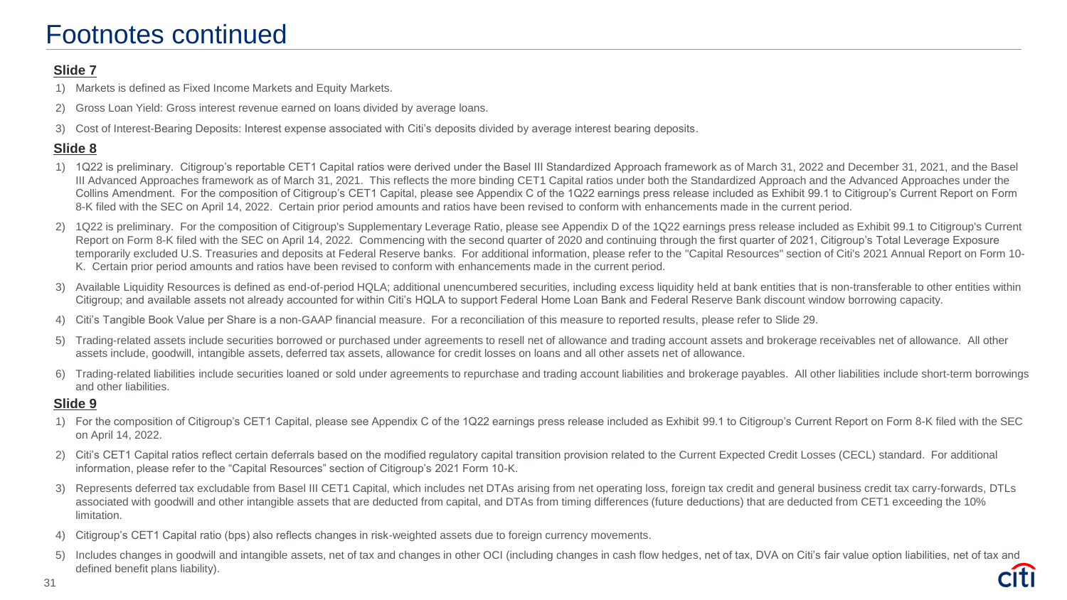# Footnotes continued

**Slide 7**

1) Markets is defined as Fixed Income Markets and Equity Markets.
2) Gross Loan Yield: Gross interest revenue earned on loans divided by average loans.
3) Cost of Interest-Bearing Deposits: Interest expense associated with Citi's deposits divided by average interest bearing deposits.

**Slide 8**

1) 1Q22 is preliminary. Citigroup's reportable CET1 Capital ratios were derived under the Basel III Standardized Approach framework as of March 31, 2022 and December 31, 2021, and the Basel III Advanced Approaches framework as of March 31, 2021. This reflects the more binding CET1 Capital ratios under both the Standardized Approach and the Advanced Approaches under the Collins Amendment. For the composition of Citigroup's CET1 Capital, please see Appendix C of the 1Q22 earnings press release included as Exhibit 99.1 to Citigroup's Current Report on Form 8-K filed with the SEC on April 14, 2022. Certain prior period amounts and ratios have been revised to conform with enhancements made in the current period.
2) 1Q22 is preliminary. For the composition of Citigroup's Supplementary Leverage Ratio, please see Appendix D of the 1Q22 earnings press release included as Exhibit 99.1 to Citigroup's Current Report on Form 8-K filed with the SEC on April 14, 2022. Commencing with the second quarter of 2020 and continuing through the first quarter of 2021, Citigroup's Total Leverage Exposure temporarily excluded U.S. Treasuries and deposits at Federal Reserve banks. For additional information, please refer to the "Capital Resources" section of Citi's 2021 Annual Report on Form 10-K. Certain prior period amounts and ratios have been revised to conform with enhancements made in the current period.
3) Available Liquidity Resources is defined as end-of-period HQLA; additional unencumbered securities, including excess liquidity held at bank entities that is non-transferable to other entities within Citigroup; and available assets not already accounted for within Citi's HQLA to support Federal Home Loan Bank and Federal Reserve Bank discount window borrowing capacity.
4) Citi's Tangible Book Value per Share is a non-GAAP financial measure. For a reconciliation of this measure to reported results, please refer to Slide 29.
5) Trading-related assets include securities borrowed or purchased under agreements to resell net of allowance and trading account assets and brokerage receivables net of allowance. All other assets include, goodwill, intangible assets, deferred tax assets, allowance for credit losses on loans and all other assets net of allowance.
6) Trading-related liabilities include securities loaned or sold under agreements to repurchase and trading account liabilities and brokerage payables. All other liabilities include short-term borrowings and other liabilities.

**Slide 9**

1) For the composition of Citigroup's CET1 Capital, please see Appendix C of the 1Q22 earnings press release included as Exhibit 99.1 to Citigroup's Current Report on Form 8-K filed with the SEC on April 14, 2022.
2) Citi's CET1 Capital ratios reflect certain deferrals based on the modified regulatory capital transition provision related to the Current Expected Credit Losses (CECL) standard. For additional information, please refer to the "Capital Resources" section of Citigroup's 2021 Form 10-K.
3) Represents deferred tax excludable from Basel III CET1 Capital, which includes net DTAs arising from net operating loss, foreign tax credit and general business credit tax carry-forwards, DTLs associated with goodwill and other intangible assets that are deducted from capital, and DTAs from timing differences (future deductions) that are deducted from CET1 exceeding the 10% limitation.
4) Citigroup's CET1 Capital ratio (bps) also reflects changes in risk-weighted assets due to foreign currency movements.
5) Includes changes in goodwill and intangible assets, net of tax and changes in other OCI (including changes in cash flow hedges, net of tax, DVA on Citi's fair value option liabilities, net of tax and defined benefit plans liability).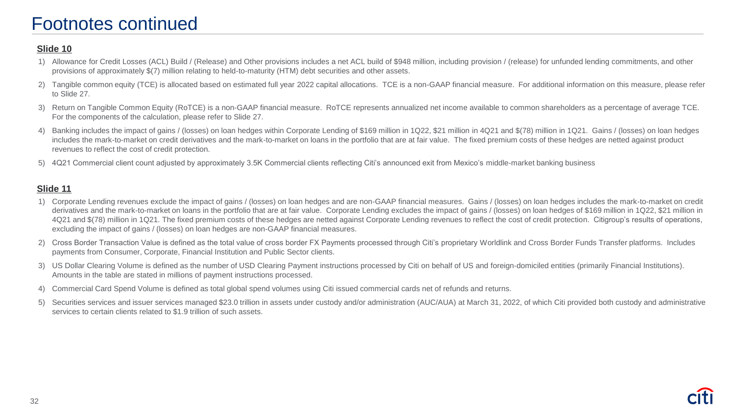# Footnotes continued

**Slide 10**

1) Allowance for Credit Losses (ACL) Build / (Release) and Other provisions includes a net ACL build of $948 million, including provision / (release) for unfunded lending commitments, and other provisions of approximately $(7) million relating to held-to-maturity (HTM) debt securities and other assets.
2) Tangible common equity (TCE) is allocated based on estimated full year 2022 capital allocations. TCE is a non-GAAP financial measure. For additional information on this measure, please refer to Slide 27.
3) Return on Tangible Common Equity (RoTCE) is a non-GAAP financial measure. RoTCE represents annualized net income available to common shareholders as a percentage of average TCE. For the components of the calculation, please refer to Slide 27.
4) Banking includes the impact of gains / (losses) on loan hedges within Corporate Lending of $169 million in 1Q22, $21 million in 4Q21 and $(78) million in 1Q21. Gains / (losses) on loan hedges includes the mark-to-market on credit derivatives and the mark-to-market on loans in the portfolio that are at fair value. The fixed premium costs of these hedges are netted against product revenues to reflect the cost of credit protection.
5) 4Q21 Commercial client count adjusted by approximately 3.5K Commercial clients reflecting Citi's announced exit from Mexico's middle-market banking business

**Slide 11**

1) Corporate Lending revenues exclude the impact of gains / (losses) on loan hedges and are non-GAAP financial measures. Gains / (losses) on loan hedges includes the mark-to-market on credit derivatives and the mark-to-market on loans in the portfolio that are at fair value. Corporate Lending excludes the impact of gains / (losses) on loan hedges of $169 million in 1Q22, $21 million in 4Q21 and $(78) million in 1Q21. The fixed premium costs of these hedges are netted against Corporate Lending revenues to reflect the cost of credit protection. Citigroup's results of operations, excluding the impact of gains / (losses) on loan hedges are non-GAAP financial measures.
2) Cross Border Transaction Value is defined as the total value of cross border FX Payments processed through Citi's proprietary Worldlink and Cross Border Funds Transfer platforms. Includes payments from Consumer, Corporate, Financial Institution and Public Sector clients.
3) US Dollar Clearing Volume is defined as the number of USD Clearing Payment instructions processed by Citi on behalf of US and foreign-domiciled entities (primarily Financial Institutions). Amounts in the table are stated in millions of payment instructions processed.
4) Commercial Card Spend Volume is defined as total global spend volumes using Citi issued commercial cards net of refunds and returns.
5) Securities services and issuer services managed $23.0 trillion in assets under custody and/or administration (AUC/AUA) at March 31, 2022, of which Citi provided both custody and administrative services to certain clients related to $1.9 trillion of such assets.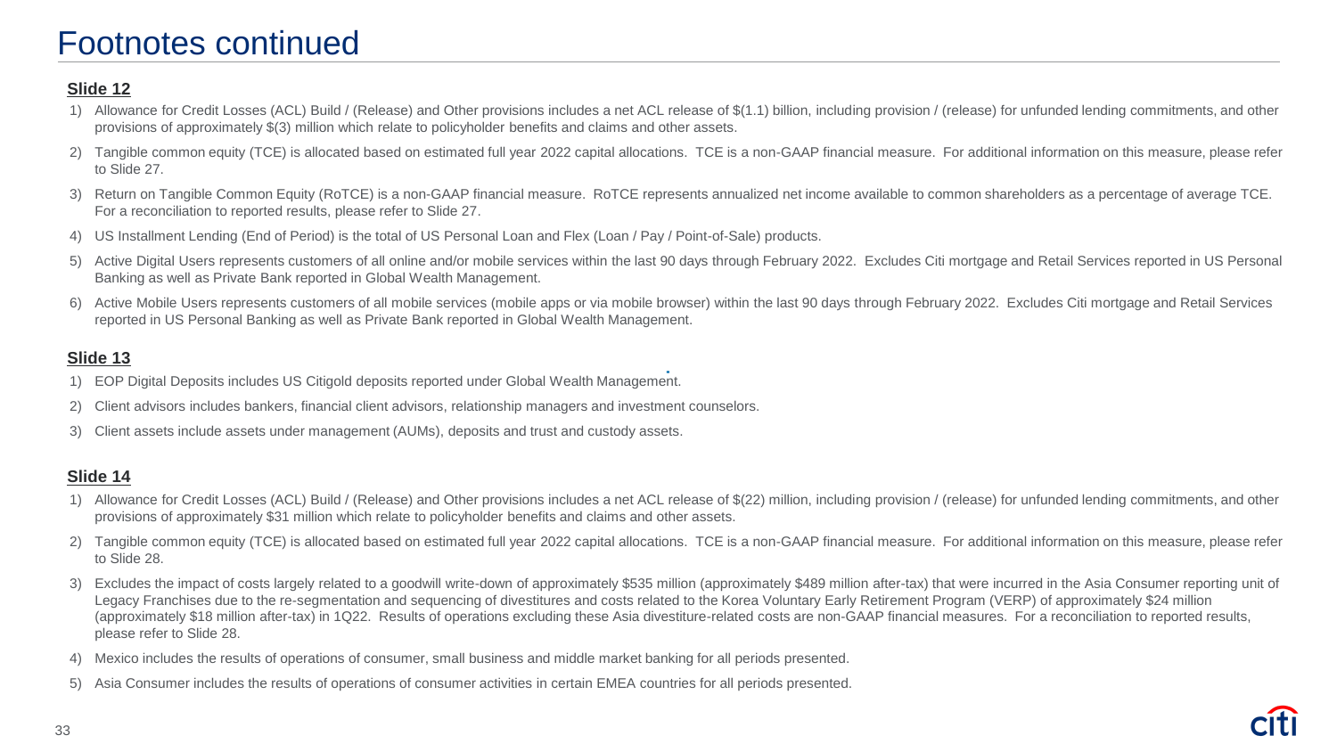# Footnotes continued

**Slide 12**

1) Allowance for Credit Losses (ACL) Build / (Release) and Other provisions includes a net ACL release of $(1.1) billion, including provision / (release) for unfunded lending commitments, and other provisions of approximately $(3) million which relate to policyholder benefits and claims and other assets.
2) Tangible common equity (TCE) is allocated based on estimated full year 2022 capital allocations. TCE is a non-GAAP financial measure. For additional information on this measure, please refer to Slide 27.
3) Return on Tangible Common Equity (RoTCE) is a non-GAAP financial measure. RoTCE represents annualized net income available to common shareholders as a percentage of average TCE. For a reconciliation to reported results, please refer to Slide 27.
4) US Installment Lending (End of Period) is the total of US Personal Loan and Flex (Loan / Pay / Point-of-Sale) products.
5) Active Digital Users represents customers of all online and/or mobile services within the last 90 days through February 2022. Excludes Citi mortgage and Retail Services reported in US Personal Banking as well as Private Bank reported in Global Wealth Management.
6) Active Mobile Users represents customers of all mobile services (mobile apps or via mobile browser) within the last 90 days through February 2022. Excludes Citi mortgage and Retail Services reported in US Personal Banking as well as Private Bank reported in Global Wealth Management.

**Slide 13**

1) EOP Digital Deposits includes US Citigold deposits reported under Global Wealth Management.
2) Client advisors includes bankers, financial client advisors, relationship managers and investment counselors.
3) Client assets include assets under management (AUMs), deposits and trust and custody assets.

**Slide 14**

1) Allowance for Credit Losses (ACL) Build / (Release) and Other provisions includes a net ACL release of $(22) million, including provision / (release) for unfunded lending commitments, and other provisions of approximately $31 million which relate to policyholder benefits and claims and other assets.
2) Tangible common equity (TCE) is allocated based on estimated full year 2022 capital allocations. TCE is a non-GAAP financial measure. For additional information on this measure, please refer to Slide 28.
3) Excludes the impact of costs largely related to a goodwill write-down of approximately $535 million (approximately $489 million after-tax) that were incurred in the Asia Consumer reporting unit of Legacy Franchises due to the re-segmentation and sequencing of divestitures and costs related to the Korea Voluntary Early Retirement Program (VERP) of approximately $24 million (approximately $18 million after-tax) in 1Q22. Results of operations excluding these Asia divestiture-related costs are non-GAAP financial measures. For a reconciliation to reported results, please refer to Slide 28.
4) Mexico includes the results of operations of consumer, small business and middle market banking for all periods presented.
5) Asia Consumer includes the results of operations of consumer activities in certain EMEA countries for all periods presented.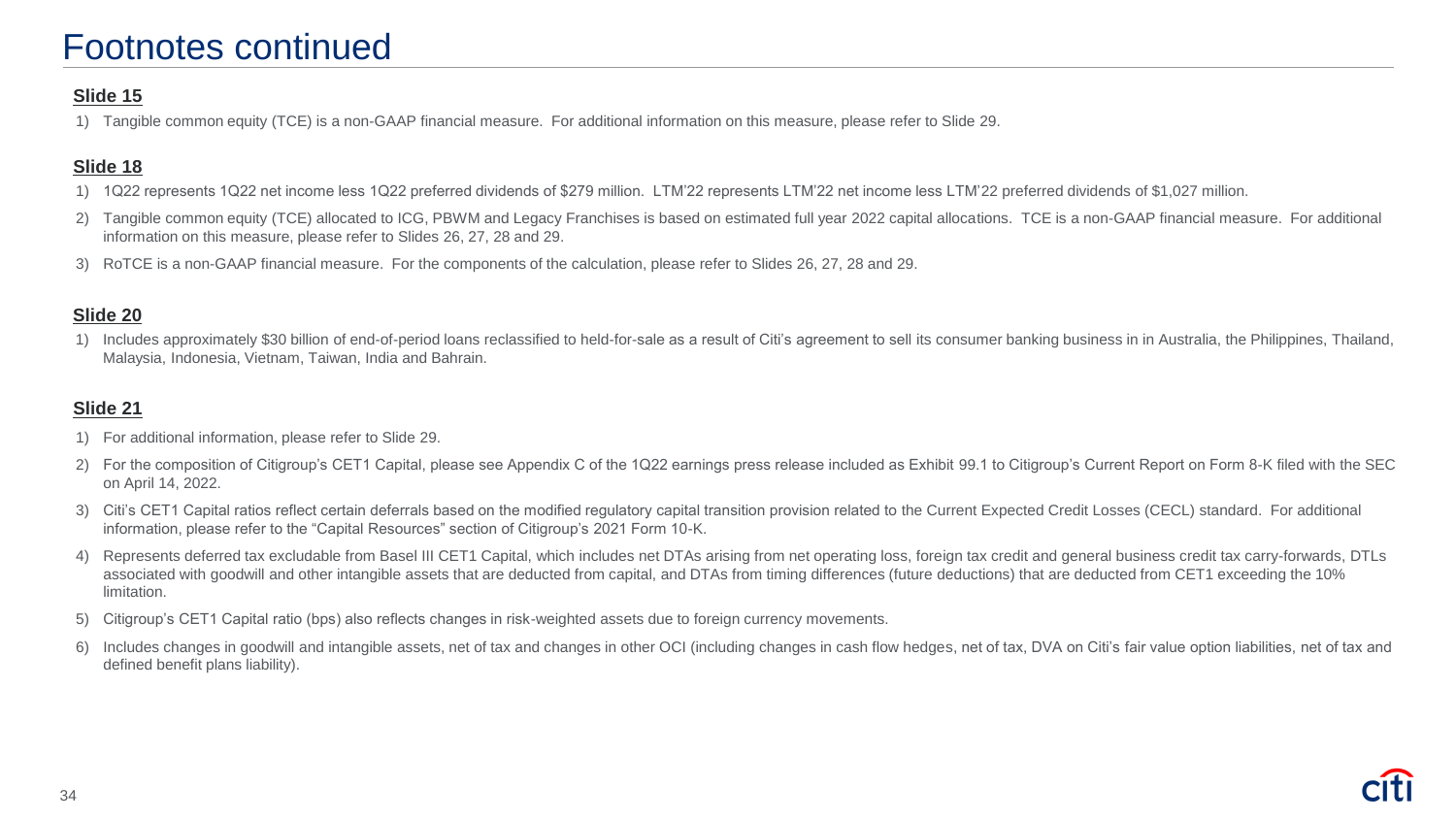# Footnotes continued

## Slide 15

1) Tangible common equity (TCE) is a non-GAAP financial measure. For additional information on this measure, please refer to Slide 29.

## Slide 18

1) 1Q22 represents 1Q22 net income less 1Q22 preferred dividends of $279 million. LTM'22 represents LTM'22 net income less LTM'22 preferred dividends of $1,027 million.
2) Tangible common equity (TCE) allocated to ICG, PBWM and Legacy Franchises is based on estimated full year 2022 capital allocations. TCE is a non-GAAP financial measure. For additional information on this measure, please refer to Slides 26, 27, 28 and 29.
3) RoTCE is a non-GAAP financial measure. For the components of the calculation, please refer to Slides 26, 27, 28 and 29.

## Slide 20

1) Includes approximately $30 billion of end-of-period loans reclassified to held-for-sale as a result of Citi's agreement to sell its consumer banking business in in Australia, the Philippines, Thailand, Malaysia, Indonesia, Vietnam, Taiwan, India and Bahrain.

## Slide 21

1) For additional information, please refer to Slide 29.
2) For the composition of Citigroup's CET1 Capital, please see Appendix C of the 1Q22 earnings press release included as Exhibit 99.1 to Citigroup's Current Report on Form 8-K filed with the SEC on April 14, 2022.
3) Citi's CET1 Capital ratios reflect certain deferrals based on the modified regulatory capital transition provision related to the Current Expected Credit Losses (CECL) standard. For additional information, please refer to the "Capital Resources" section of Citigroup's 2021 Form 10-K.
4) Represents deferred tax excludable from Basel III CET1 Capital, which includes net DTAs arising from net operating loss, foreign tax credit and general business credit tax carry-forwards, DTLs associated with goodwill and other intangible assets that are deducted from capital, and DTAs from timing differences (future deductions) that are deducted from CET1 exceeding the 10% limitation.
5) Citigroup's CET1 Capital ratio (bps) also reflects changes in risk-weighted assets due to foreign currency movements.
6) Includes changes in goodwill and intangible assets, net of tax and changes in other OCI (including changes in cash flow hedges, net of tax, DVA on Citi's fair value option liabilities, net of tax and defined benefit plans liability).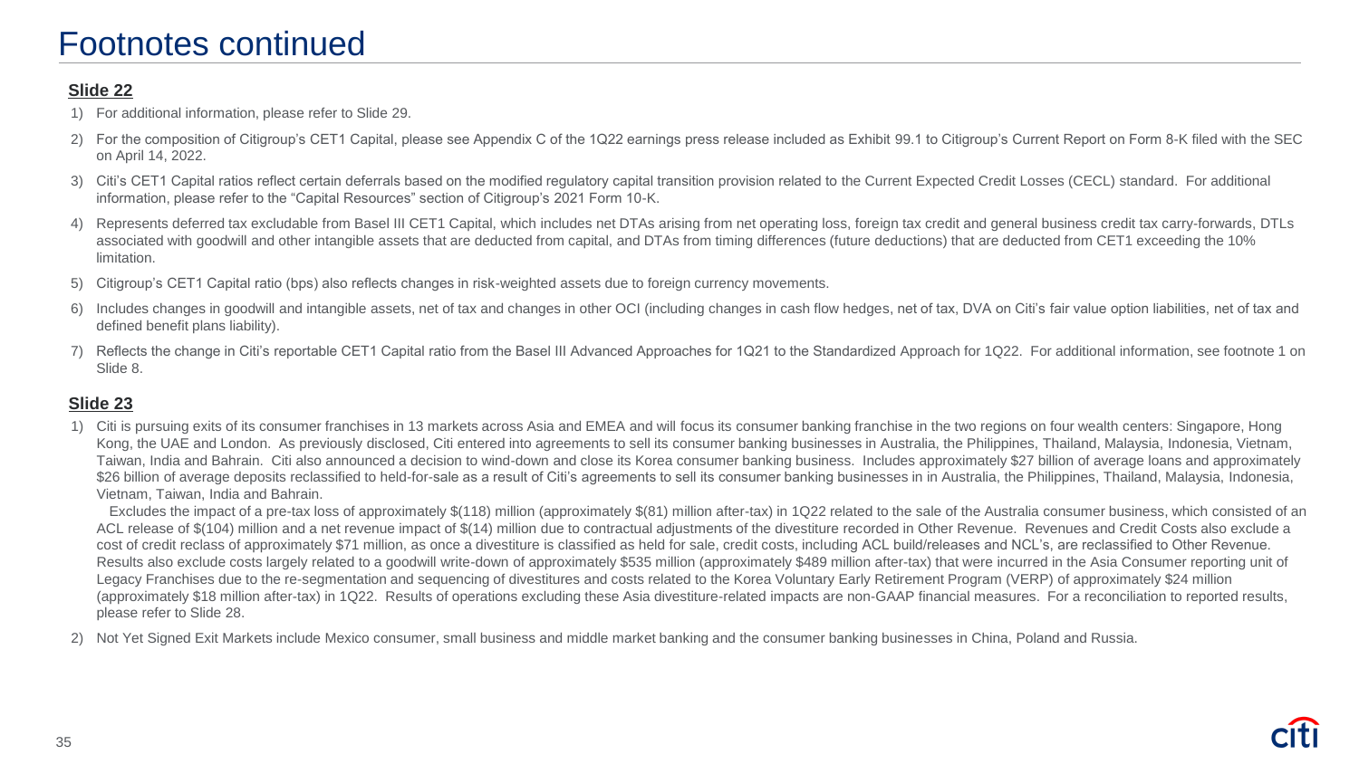# Footnotes continued

**Slide 22**

1) For additional information, please refer to Slide 29.
2) For the composition of Citigroup's CET1 Capital, please see Appendix C of the 1Q22 earnings press release included as Exhibit 99.1 to Citigroup's Current Report on Form 8-K filed with the SEC on April 14, 2022.
3) Citi's CET1 Capital ratios reflect certain deferrals based on the modified regulatory capital transition provision related to the Current Expected Credit Losses (CECL) standard. For additional information, please refer to the "Capital Resources" section of Citigroup's 2021 Form 10-K.
4) Represents deferred tax excludable from Basel III CET1 Capital, which includes net DTAs arising from net operating loss, foreign tax credit and general business credit tax carry-forwards, DTLs associated with goodwill and other intangible assets that are deducted from capital, and DTAs from timing differences (future deductions) that are deducted from CET1 exceeding the 10% limitation.
5) Citigroup's CET1 Capital ratio (bps) also reflects changes in risk-weighted assets due to foreign currency movements.
6) Includes changes in goodwill and intangible assets, net of tax and changes in other OCI (including changes in cash flow hedges, net of tax, DVA on Citi's fair value option liabilities, net of tax and defined benefit plans liability).
7) Reflects the change in Citi's reportable CET1 Capital ratio from the Basel III Advanced Approaches for 1Q21 to the Standardized Approach for 1Q22. For additional information, see footnote 1 on Slide 8.

**Slide 23**

1) Citi is pursuing exits of its consumer franchises in 13 markets across Asia and EMEA and will focus its consumer banking franchise in the two regions on four wealth centers: Singapore, Hong Kong, the UAE and London. As previously disclosed, Citi entered into agreements to sell its consumer banking businesses in Australia, the Philippines, Thailand, Malaysia, Indonesia, Vietnam, Taiwan, India and Bahrain. Citi also announced a decision to wind-down and close its Korea consumer banking business. Includes approximately $27 billion of average loans and approximately $26 billion of average deposits reclassified to held-for-sale as a result of Citi's agreements to sell its consumer banking businesses in in Australia, the Philippines, Thailand, Malaysia, Indonesia, Vietnam, Taiwan, India and Bahrain.

   Excludes the impact of a pre-tax loss of approximately $(118) million (approximately $(81) million after-tax) in 1Q22 related to the sale of the Australia consumer business, which consisted of an ACL release of $(104) million and a net revenue impact of $(14) million due to contractual adjustments of the divestiture recorded in Other Revenue. Revenues and Credit Costs also exclude a cost of credit reclass of approximately $71 million, as once a divestiture is classified as held for sale, credit costs, including ACL build/releases and NCL's, are reclassified to Other Revenue. Results also exclude costs largely related to a goodwill write-down of approximately $535 million (approximately $489 million after-tax) that were incurred in the Asia Consumer reporting unit of Legacy Franchises due to the re-segmentation and sequencing of divestitures and costs related to the Korea Voluntary Early Retirement Program (VERP) of approximately $24 million (approximately $18 million after-tax) in 1Q22. Results of operations excluding these Asia divestiture-related impacts are non-GAAP financial measures. For a reconciliation to reported results, please refer to Slide 28.

2) Not Yet Signed Exit Markets include Mexico consumer, small business and middle market banking and the consumer banking businesses in China, Poland and Russia.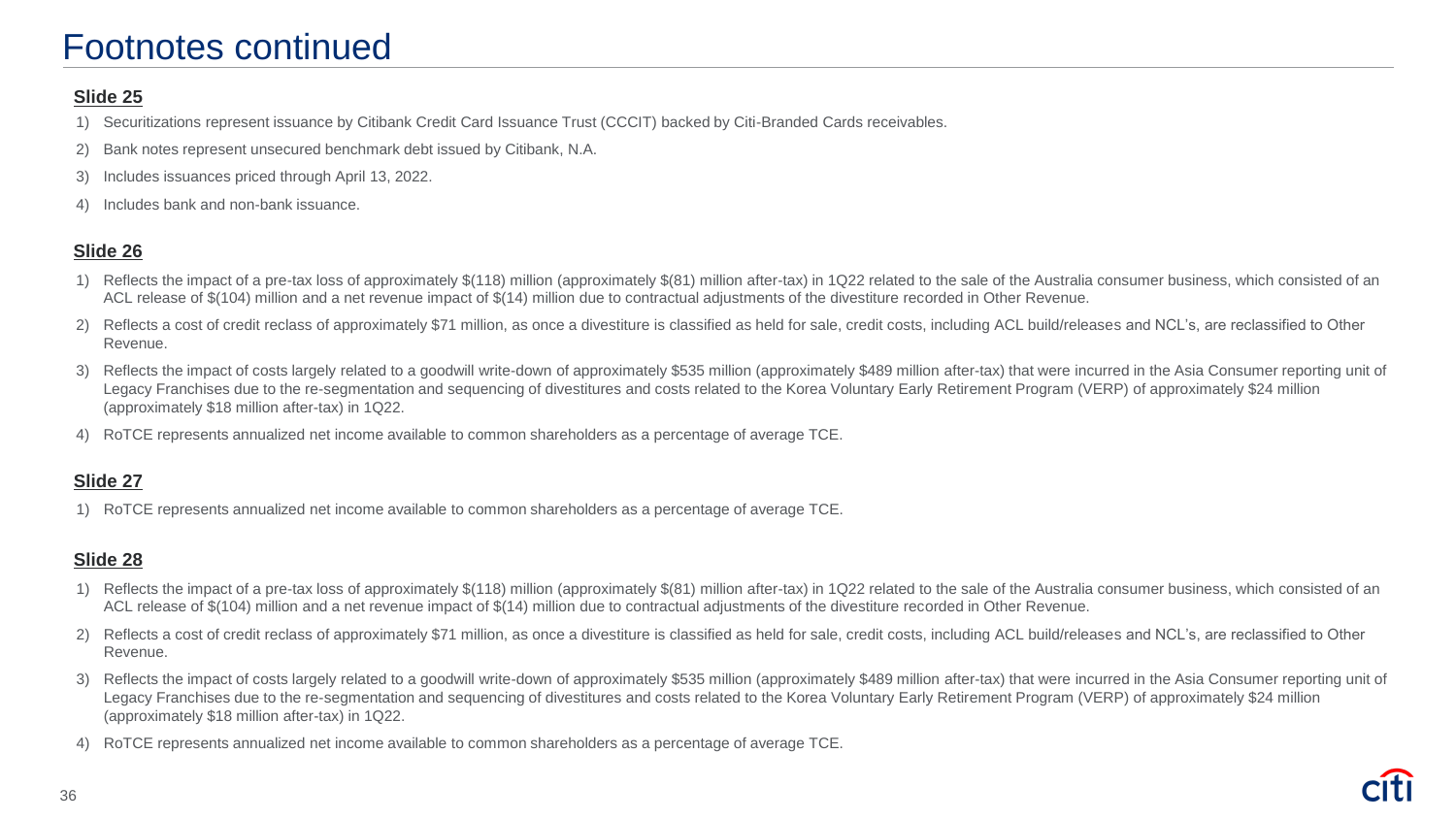# Footnotes continued

**Slide 25**

1) Securitizations represent issuance by Citibank Credit Card Issuance Trust (CCCIT) backed by Citi-Branded Cards receivables.
2) Bank notes represent unsecured benchmark debt issued by Citibank, N.A.
3) Includes issuances priced through April 13, 2022.
4) Includes bank and non-bank issuance.

**Slide 26**

1) Reflects the impact of a pre-tax loss of approximately $(118) million (approximately $(81) million after-tax) in 1Q22 related to the sale of the Australia consumer business, which consisted of an ACL release of $(104) million and a net revenue impact of $(14) million due to contractual adjustments of the divestiture recorded in Other Revenue.
2) Reflects a cost of credit reclass of approximately $71 million, as once a divestiture is classified as held for sale, credit costs, including ACL build/releases and NCL's, are reclassified to Other Revenue.
3) Reflects the impact of costs largely related to a goodwill write-down of approximately $535 million (approximately $489 million after-tax) that were incurred in the Asia Consumer reporting unit of Legacy Franchises due to the re-segmentation and sequencing of divestitures and costs related to the Korea Voluntary Early Retirement Program (VERP) of approximately $24 million (approximately $18 million after-tax) in 1Q22.
4) RoTCE represents annualized net income available to common shareholders as a percentage of average TCE.

**Slide 27**

1) RoTCE represents annualized net income available to common shareholders as a percentage of average TCE.

**Slide 28**

1) Reflects the impact of a pre-tax loss of approximately $(118) million (approximately $(81) million after-tax) in 1Q22 related to the sale of the Australia consumer business, which consisted of an ACL release of $(104) million and a net revenue impact of $(14) million due to contractual adjustments of the divestiture recorded in Other Revenue.
2) Reflects a cost of credit reclass of approximately $71 million, as once a divestiture is classified as held for sale, credit costs, including ACL build/releases and NCL's, are reclassified to Other Revenue.
3) Reflects the impact of costs largely related to a goodwill write-down of approximately $535 million (approximately $489 million after-tax) that were incurred in the Asia Consumer reporting unit of Legacy Franchises due to the re-segmentation and sequencing of divestitures and costs related to the Korea Voluntary Early Retirement Program (VERP) of approximately $24 million (approximately $18 million after-tax) in 1Q22.
4) RoTCE represents annualized net income available to common shareholders as a percentage of average TCE.